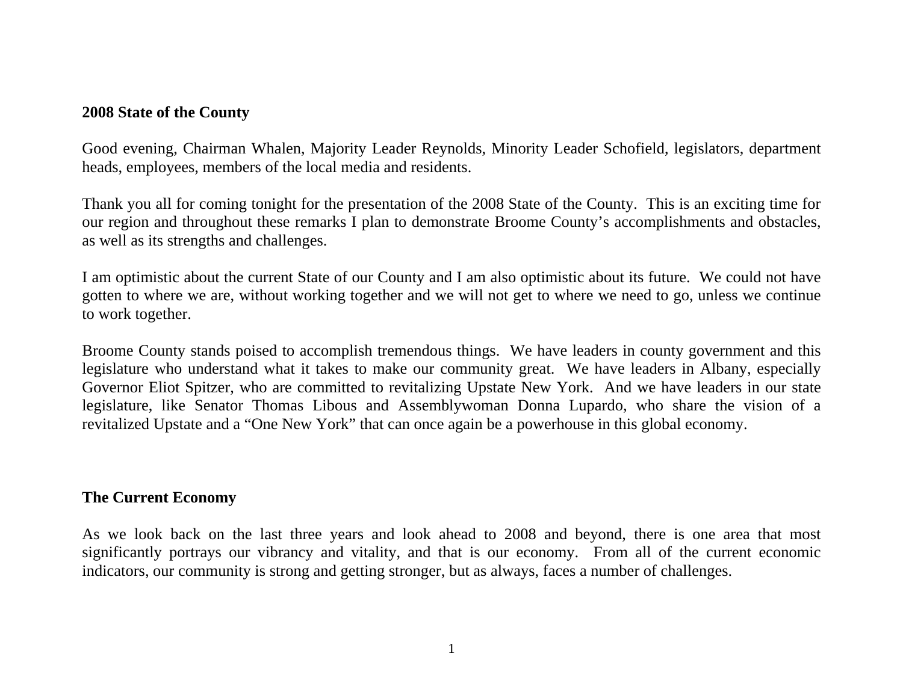# 2008 State of the County

Good evening, Chairman Whalen, Majority Leader Reynolds, Minority Leader Schofield, legislators, department heads, employees, members of the local media and residents.

Thank you all for coming tonight for the presentation of the 2008 State of the County. This is an exciting time for our region and throughout these remarks I plan to demonstrate Broome County's accomplishments and obstacles, as well as its strengths and challenges.

I am optimistic about the current State of our County and I am also optimistic about its future. We could not have gotten to where we are, without working together and we will not get to where we need to go, unless we continue to work together.

Broome County stands poised to accomplish tremendous things. We have leaders in county government and this legislature who understand what it takes to make our community great. We have leaders in Albany, especially Governor Eliot Spitzer, who are committed to revitalizing Upstate New York. And we have leaders in our state legislature, like Senator Thomas Libous and Assemblywoman Donna Lupardo, who share the vision of a revitalized Upstate and a "One New York" that can once again be a powerhouse in this global economy.

## The Current Economy

As we look back on the last three years and look ahead to 2008 and beyond, there is one area that most significantly portrays our vibrancy and vitality, and that is our economy. From all of the current economic indicators, our community is strong and getting stronger, but as always, faces a number of challenges.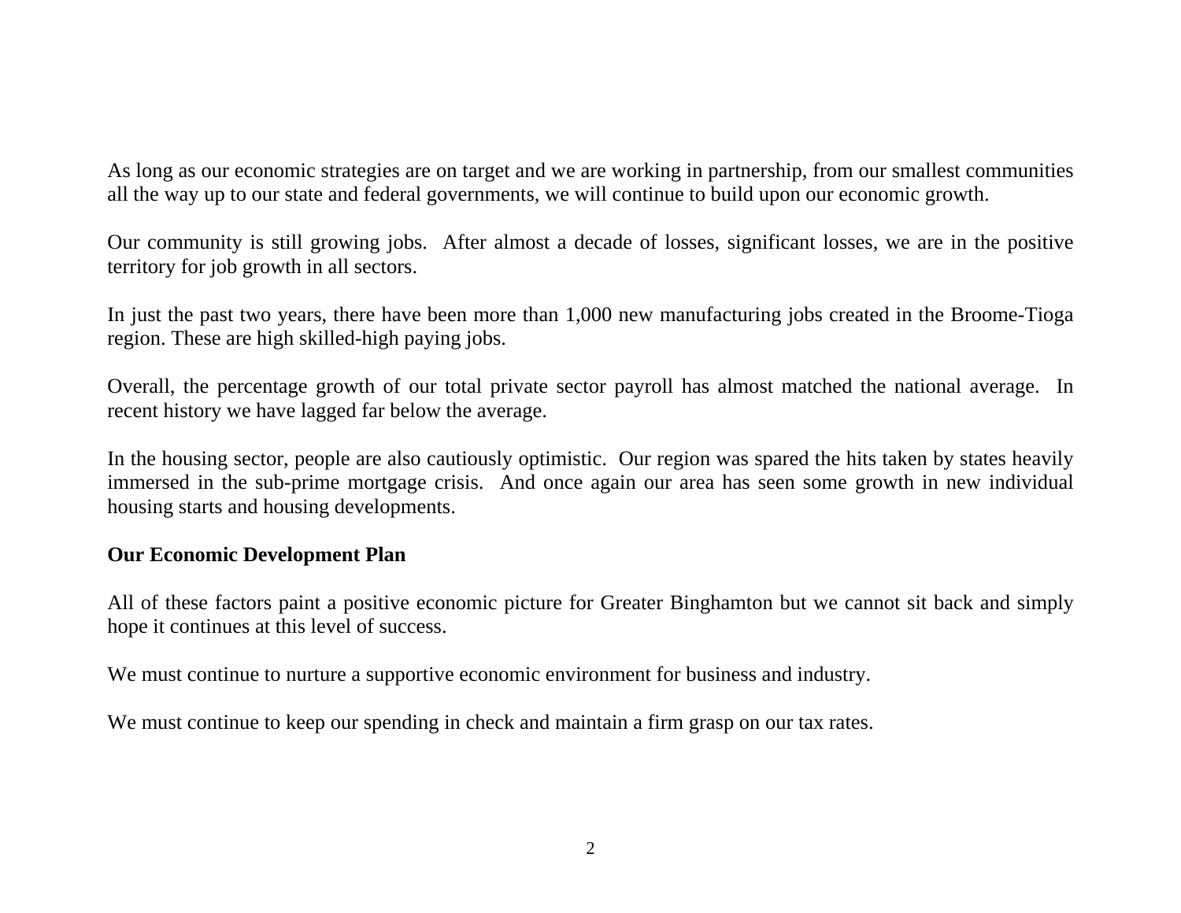As long as our economic strategies are on target and we are working in partnership, from our smallest communities all the way up to our state and federal governments, we will continue to build upon our economic growth.

Our community is still growing jobs. After almost a decade of losses, significant losses, we are in the positive territory for job growth in all sectors.

In just the past two years, there have been more than 1,000 new manufacturing jobs created in the Broome-Tioga region. These are high skilled-high paying jobs.

Overall, the percentage growth of our total private sector payroll has almost matched the national average. In recent history we have lagged far below the average.

In the housing sector, people are also cautiously optimistic. Our region was spared the hits taken by states heavily immersed in the sub-prime mortgage crisis. And once again our area has seen some growth in new individual housing starts and housing developments.

**Our Economic Development Plan**

All of these factors paint a positive economic picture for Greater Binghamton but we cannot sit back and simply hope it continues at this level of success.

We must continue to nurture a supportive economic environment for business and industry.

We must continue to keep our spending in check and maintain a firm grasp on our tax rates.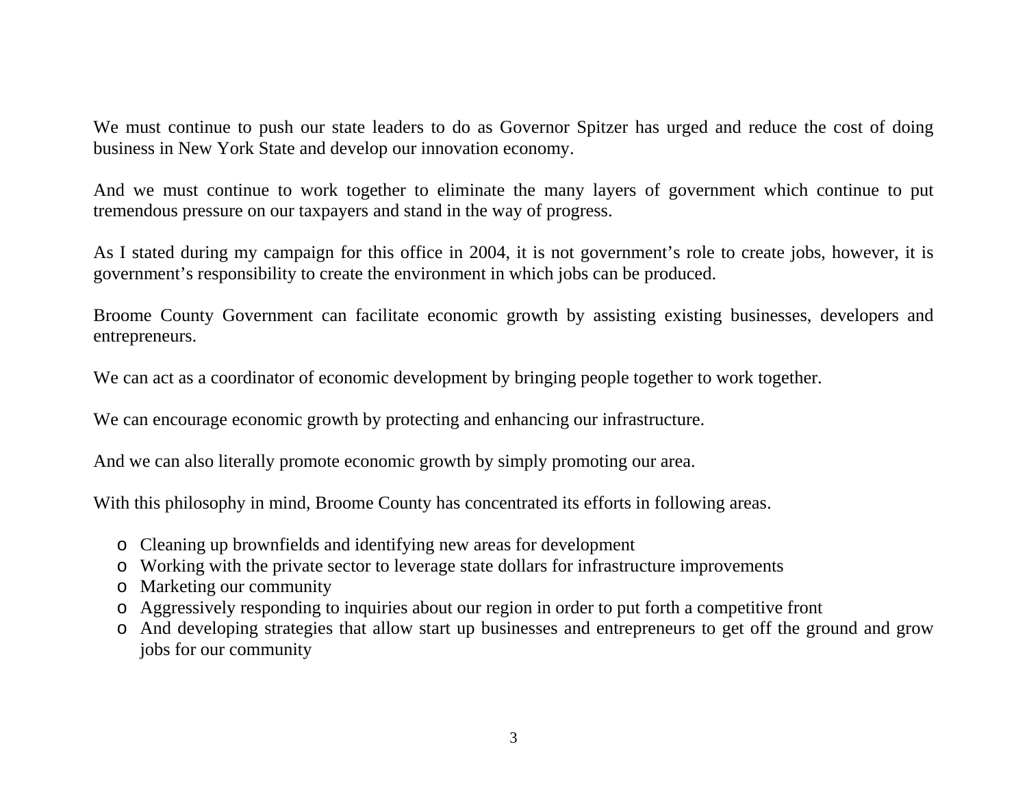We must continue to push our state leaders to do as Governor Spitzer has urged and reduce the cost of doing business in New York State and develop our innovation economy.

And we must continue to work together to eliminate the many layers of government which continue to put tremendous pressure on our taxpayers and stand in the way of progress.

As I stated during my campaign for this office in 2004, it is not government's role to create jobs, however, it is government's responsibility to create the environment in which jobs can be produced.

Broome County Government can facilitate economic growth by assisting existing businesses, developers and entrepreneurs.

We can act as a coordinator of economic development by bringing people together to work together.

We can encourage economic growth by protecting and enhancing our infrastructure.

And we can also literally promote economic growth by simply promoting our area.

With this philosophy in mind, Broome County has concentrated its efforts in following areas.

- Cleaning up brownfields and identifying new areas for development
- Working with the private sector to leverage state dollars for infrastructure improvements
- Marketing our community
- Aggressively responding to inquiries about our region in order to put forth a competitive front
- And developing strategies that allow start up businesses and entrepreneurs to get off the ground and grow jobs for our community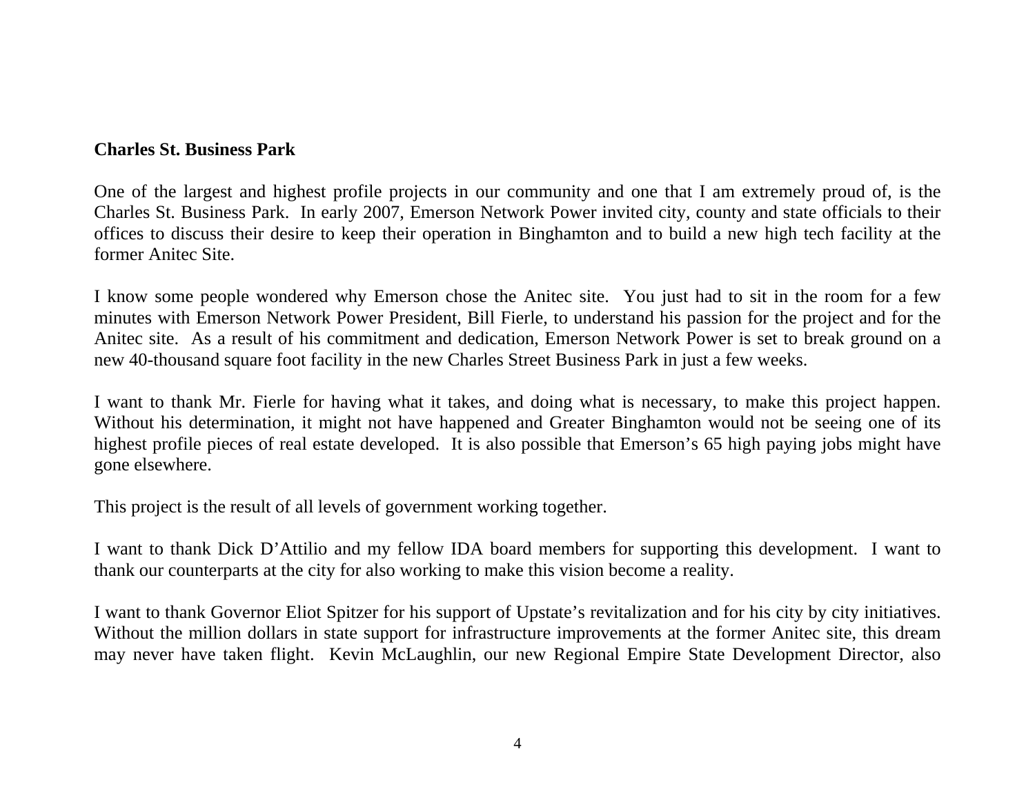**Charles St. Business Park**

One of the largest and highest profile projects in our community and one that I am extremely proud of, is the Charles St. Business Park. In early 2007, Emerson Network Power invited city, county and state officials to their offices to discuss their desire to keep their operation in Binghamton and to build a new high tech facility at the former Anitec Site.

I know some people wondered why Emerson chose the Anitec site. You just had to sit in the room for a few minutes with Emerson Network Power President, Bill Fierle, to understand his passion for the project and for the Anitec site. As a result of his commitment and dedication, Emerson Network Power is set to break ground on a new 40-thousand square foot facility in the new Charles Street Business Park in just a few weeks.

I want to thank Mr. Fierle for having what it takes, and doing what is necessary, to make this project happen. Without his determination, it might not have happened and Greater Binghamton would not be seeing one of its highest profile pieces of real estate developed. It is also possible that Emerson's 65 high paying jobs might have gone elsewhere.

This project is the result of all levels of government working together.

I want to thank Dick D'Attilio and my fellow IDA board members for supporting this development. I want to thank our counterparts at the city for also working to make this vision become a reality.

I want to thank Governor Eliot Spitzer for his support of Upstate's revitalization and for his city by city initiatives. Without the million dollars in state support for infrastructure improvements at the former Anitec site, this dream may never have taken flight. Kevin McLaughlin, our new Regional Empire State Development Director, also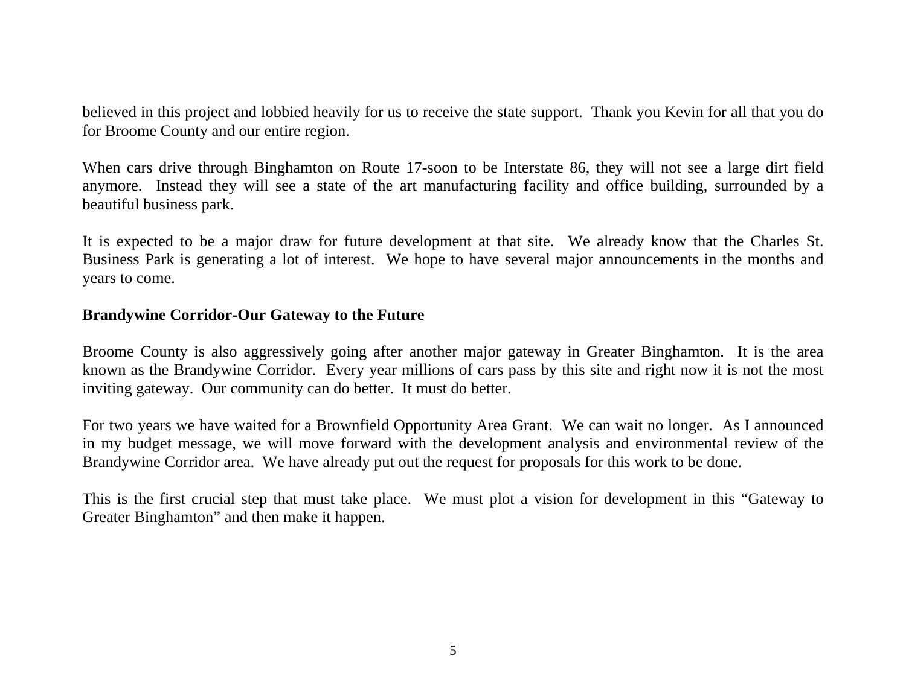believed in this project and lobbied heavily for us to receive the state support. Thank you Kevin for all that you do for Broome County and our entire region.

When cars drive through Binghamton on Route 17-soon to be Interstate 86, they will not see a large dirt field anymore. Instead they will see a state of the art manufacturing facility and office building, surrounded by a beautiful business park.

It is expected to be a major draw for future development at that site. We already know that the Charles St. Business Park is generating a lot of interest. We hope to have several major announcements in the months and years to come.

**Brandywine Corridor-Our Gateway to the Future**

Broome County is also aggressively going after another major gateway in Greater Binghamton. It is the area known as the Brandywine Corridor. Every year millions of cars pass by this site and right now it is not the most inviting gateway. Our community can do better. It must do better.

For two years we have waited for a Brownfield Opportunity Area Grant. We can wait no longer. As I announced in my budget message, we will move forward with the development analysis and environmental review of the Brandywine Corridor area. We have already put out the request for proposals for this work to be done.

This is the first crucial step that must take place. We must plot a vision for development in this "Gateway to Greater Binghamton" and then make it happen.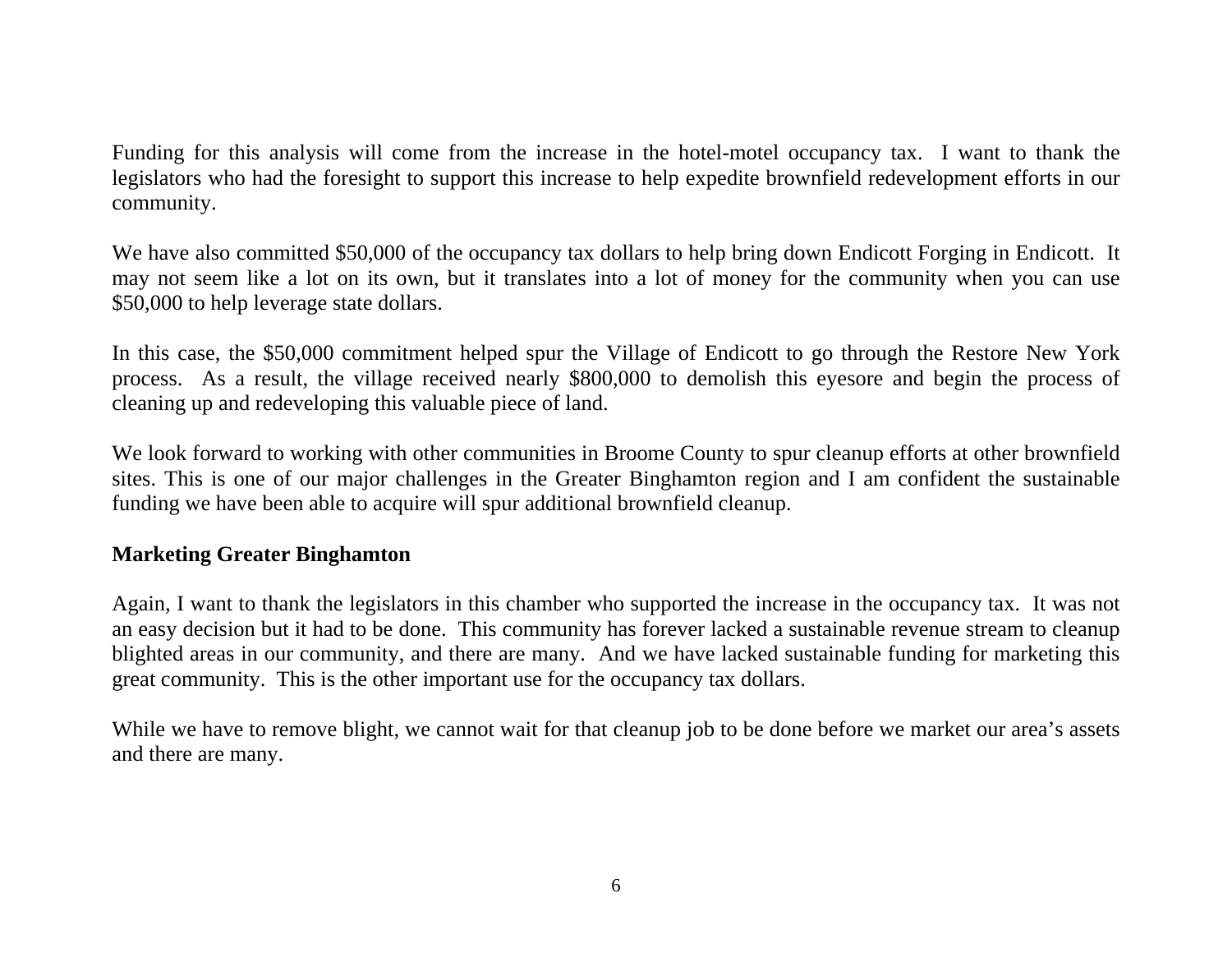Funding for this analysis will come from the increase in the hotel-motel occupancy tax. I want to thank the legislators who had the foresight to support this increase to help expedite brownfield redevelopment efforts in our community.

We have also committed $50,000 of the occupancy tax dollars to help bring down Endicott Forging in Endicott. It may not seem like a lot on its own, but it translates into a lot of money for the community when you can use $50,000 to help leverage state dollars.

In this case, the $50,000 commitment helped spur the Village of Endicott to go through the Restore New York process. As a result, the village received nearly $800,000 to demolish this eyesore and begin the process of cleaning up and redeveloping this valuable piece of land.

We look forward to working with other communities in Broome County to spur cleanup efforts at other brownfield sites. This is one of our major challenges in the Greater Binghamton region and I am confident the sustainable funding we have been able to acquire will spur additional brownfield cleanup.

**Marketing Greater Binghamton**

Again, I want to thank the legislators in this chamber who supported the increase in the occupancy tax. It was not an easy decision but it had to be done. This community has forever lacked a sustainable revenue stream to cleanup blighted areas in our community, and there are many. And we have lacked sustainable funding for marketing this great community. This is the other important use for the occupancy tax dollars.

While we have to remove blight, we cannot wait for that cleanup job to be done before we market our area's assets and there are many.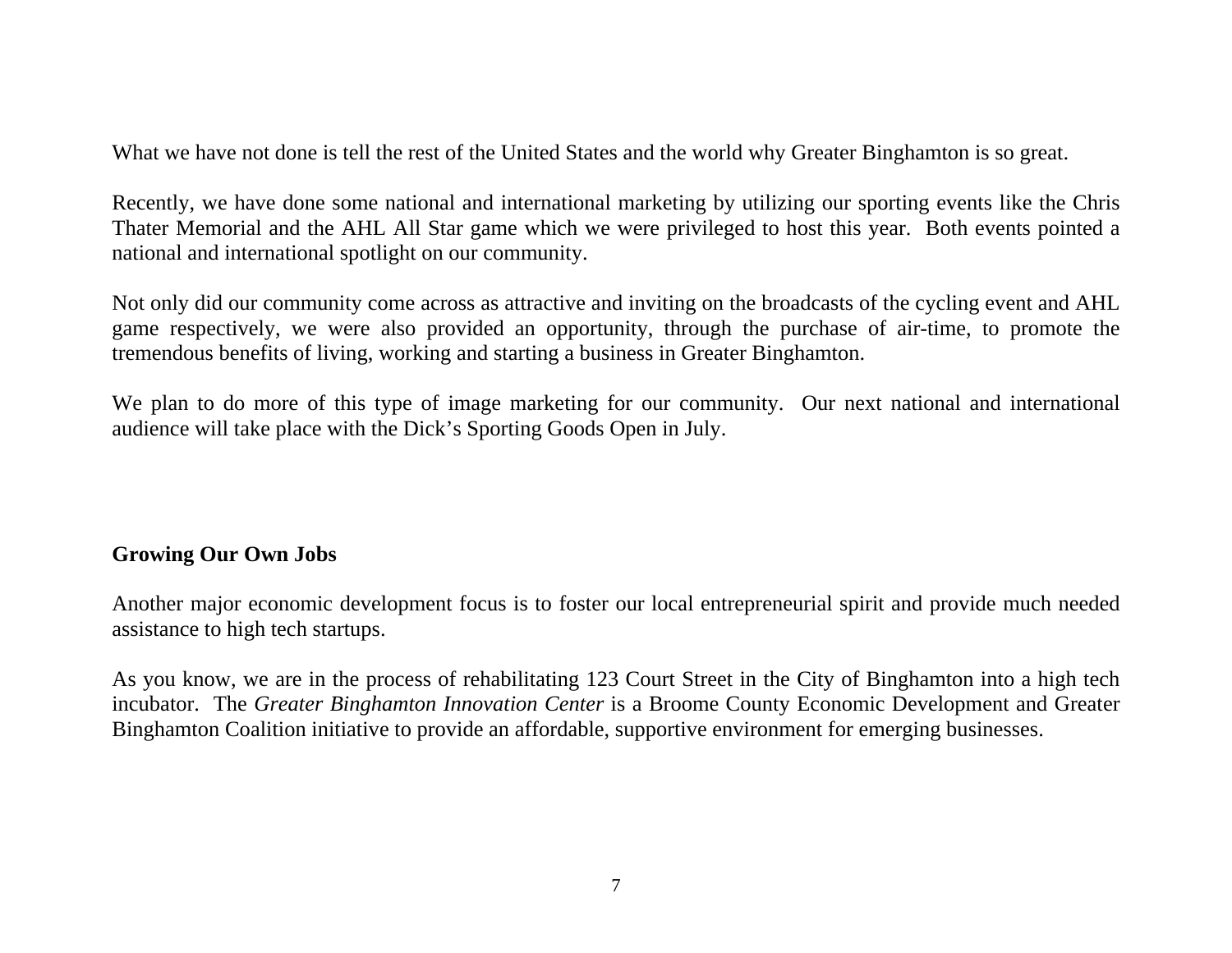What we have not done is tell the rest of the United States and the world why Greater Binghamton is so great.

Recently, we have done some national and international marketing by utilizing our sporting events like the Chris Thater Memorial and the AHL All Star game which we were privileged to host this year. Both events pointed a national and international spotlight on our community.

Not only did our community come across as attractive and inviting on the broadcasts of the cycling event and AHL game respectively, we were also provided an opportunity, through the purchase of air-time, to promote the tremendous benefits of living, working and starting a business in Greater Binghamton.

We plan to do more of this type of image marketing for our community. Our next national and international audience will take place with the Dick's Sporting Goods Open in July.

## Growing Our Own Jobs

Another major economic development focus is to foster our local entrepreneurial spirit and provide much needed assistance to high tech startups.

As you know, we are in the process of rehabilitating 123 Court Street in the City of Binghamton into a high tech incubator. The *Greater Binghamton Innovation Center* is a Broome County Economic Development and Greater Binghamton Coalition initiative to provide an affordable, supportive environment for emerging businesses.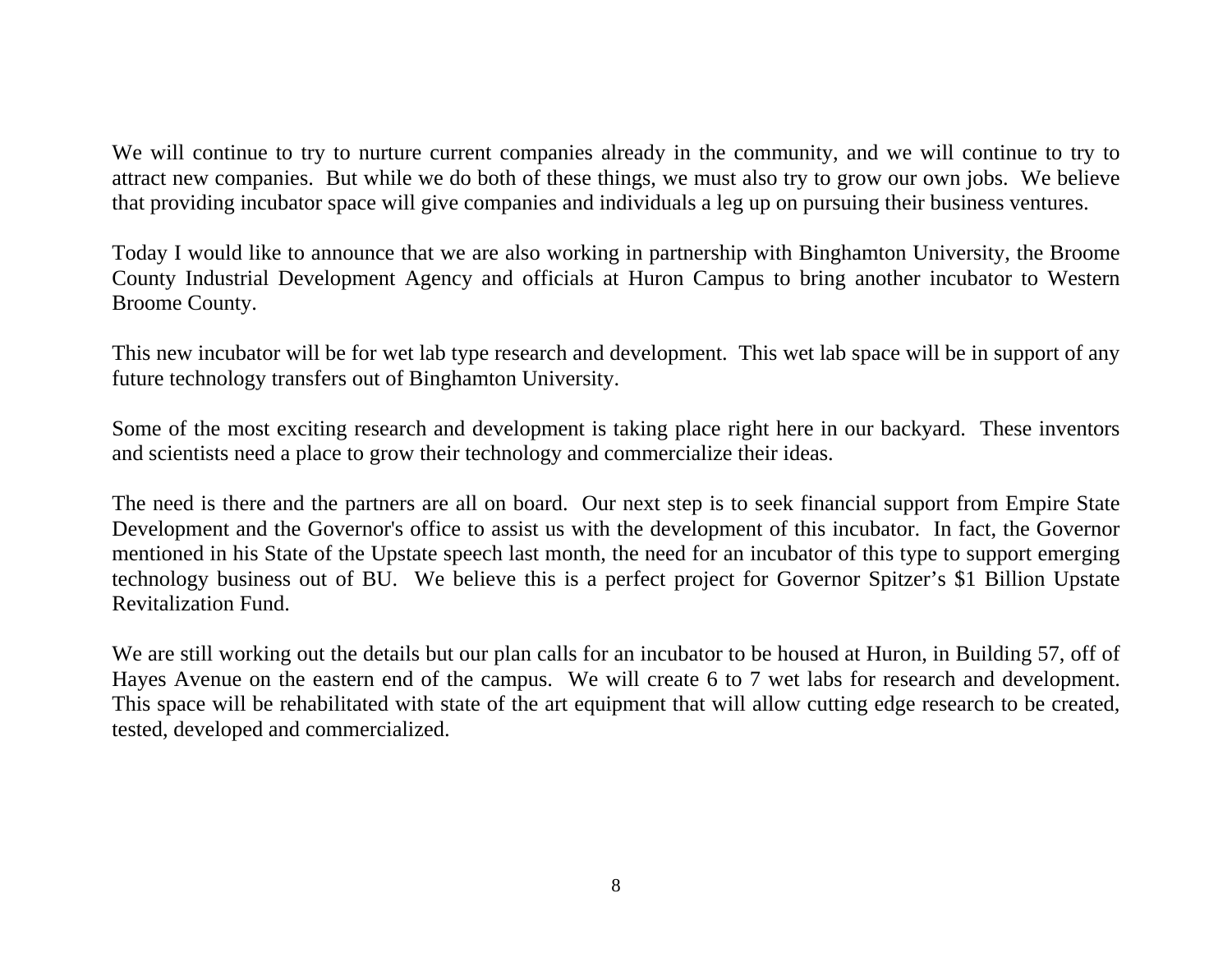We will continue to try to nurture current companies already in the community, and we will continue to try to attract new companies. But while we do both of these things, we must also try to grow our own jobs. We believe that providing incubator space will give companies and individuals a leg up on pursuing their business ventures.

Today I would like to announce that we are also working in partnership with Binghamton University, the Broome County Industrial Development Agency and officials at Huron Campus to bring another incubator to Western Broome County.

This new incubator will be for wet lab type research and development. This wet lab space will be in support of any future technology transfers out of Binghamton University.

Some of the most exciting research and development is taking place right here in our backyard. These inventors and scientists need a place to grow their technology and commercialize their ideas.

The need is there and the partners are all on board. Our next step is to seek financial support from Empire State Development and the Governor's office to assist us with the development of this incubator. In fact, the Governor mentioned in his State of the Upstate speech last month, the need for an incubator of this type to support emerging technology business out of BU. We believe this is a perfect project for Governor Spitzer’s $1 Billion Upstate Revitalization Fund.

We are still working out the details but our plan calls for an incubator to be housed at Huron, in Building 57, off of Hayes Avenue on the eastern end of the campus. We will create 6 to 7 wet labs for research and development. This space will be rehabilitated with state of the art equipment that will allow cutting edge research to be created, tested, developed and commercialized.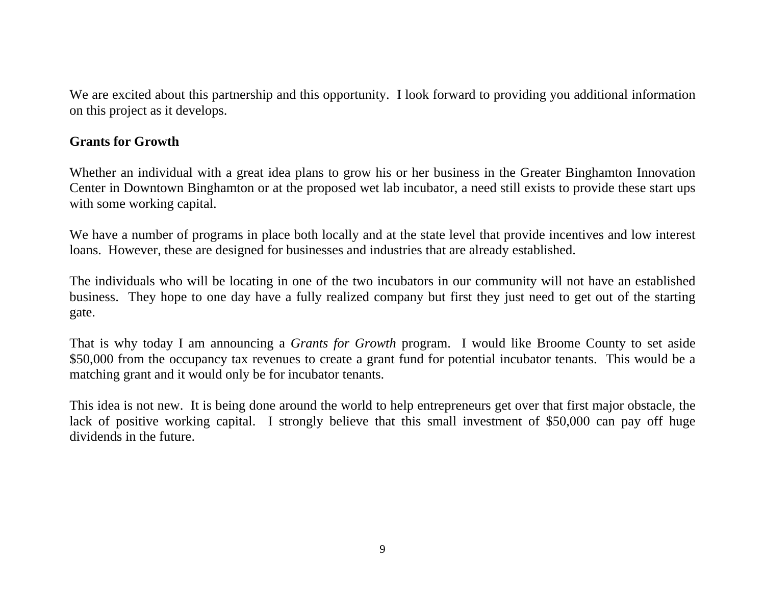We are excited about this partnership and this opportunity. I look forward to providing you additional information on this project as it develops.

**Grants for Growth**

Whether an individual with a great idea plans to grow his or her business in the Greater Binghamton Innovation Center in Downtown Binghamton or at the proposed wet lab incubator, a need still exists to provide these start ups with some working capital.

We have a number of programs in place both locally and at the state level that provide incentives and low interest loans. However, these are designed for businesses and industries that are already established.

The individuals who will be locating in one of the two incubators in our community will not have an established business. They hope to one day have a fully realized company but first they just need to get out of the starting gate.

That is why today I am announcing a *Grants for Growth* program. I would like Broome County to set aside $50,000 from the occupancy tax revenues to create a grant fund for potential incubator tenants. This would be a matching grant and it would only be for incubator tenants.

This idea is not new. It is being done around the world to help entrepreneurs get over that first major obstacle, the lack of positive working capital. I strongly believe that this small investment of $50,000 can pay off huge dividends in the future.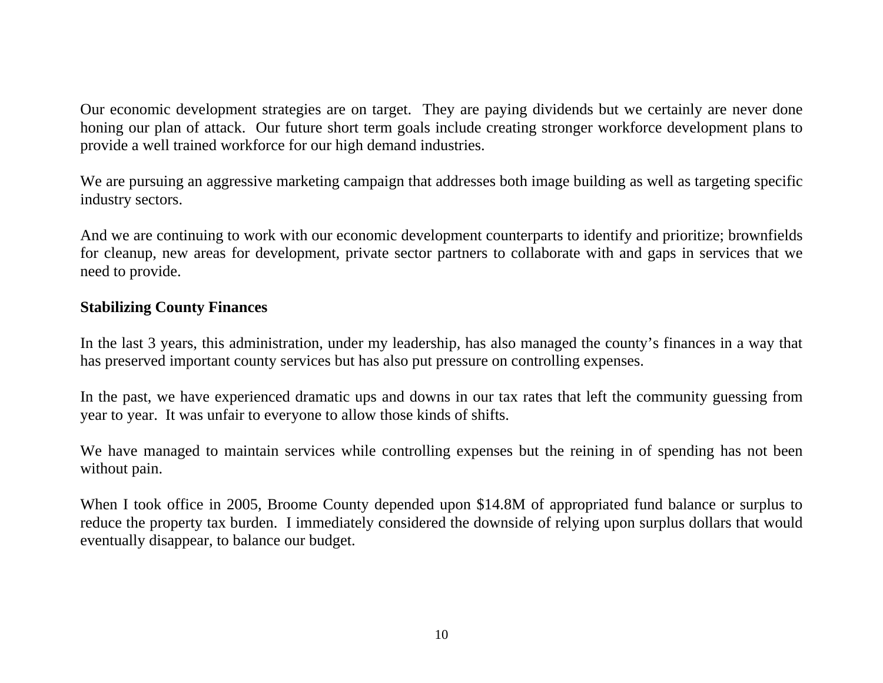Our economic development strategies are on target. They are paying dividends but we certainly are never done honing our plan of attack. Our future short term goals include creating stronger workforce development plans to provide a well trained workforce for our high demand industries.

We are pursuing an aggressive marketing campaign that addresses both image building as well as targeting specific industry sectors.

And we are continuing to work with our economic development counterparts to identify and prioritize; brownfields for cleanup, new areas for development, private sector partners to collaborate with and gaps in services that we need to provide.

**Stabilizing County Finances**

In the last 3 years, this administration, under my leadership, has also managed the county's finances in a way that has preserved important county services but has also put pressure on controlling expenses.

In the past, we have experienced dramatic ups and downs in our tax rates that left the community guessing from year to year. It was unfair to everyone to allow those kinds of shifts.

We have managed to maintain services while controlling expenses but the reining in of spending has not been without pain.

When I took office in 2005, Broome County depended upon $14.8M of appropriated fund balance or surplus to reduce the property tax burden. I immediately considered the downside of relying upon surplus dollars that would eventually disappear, to balance our budget.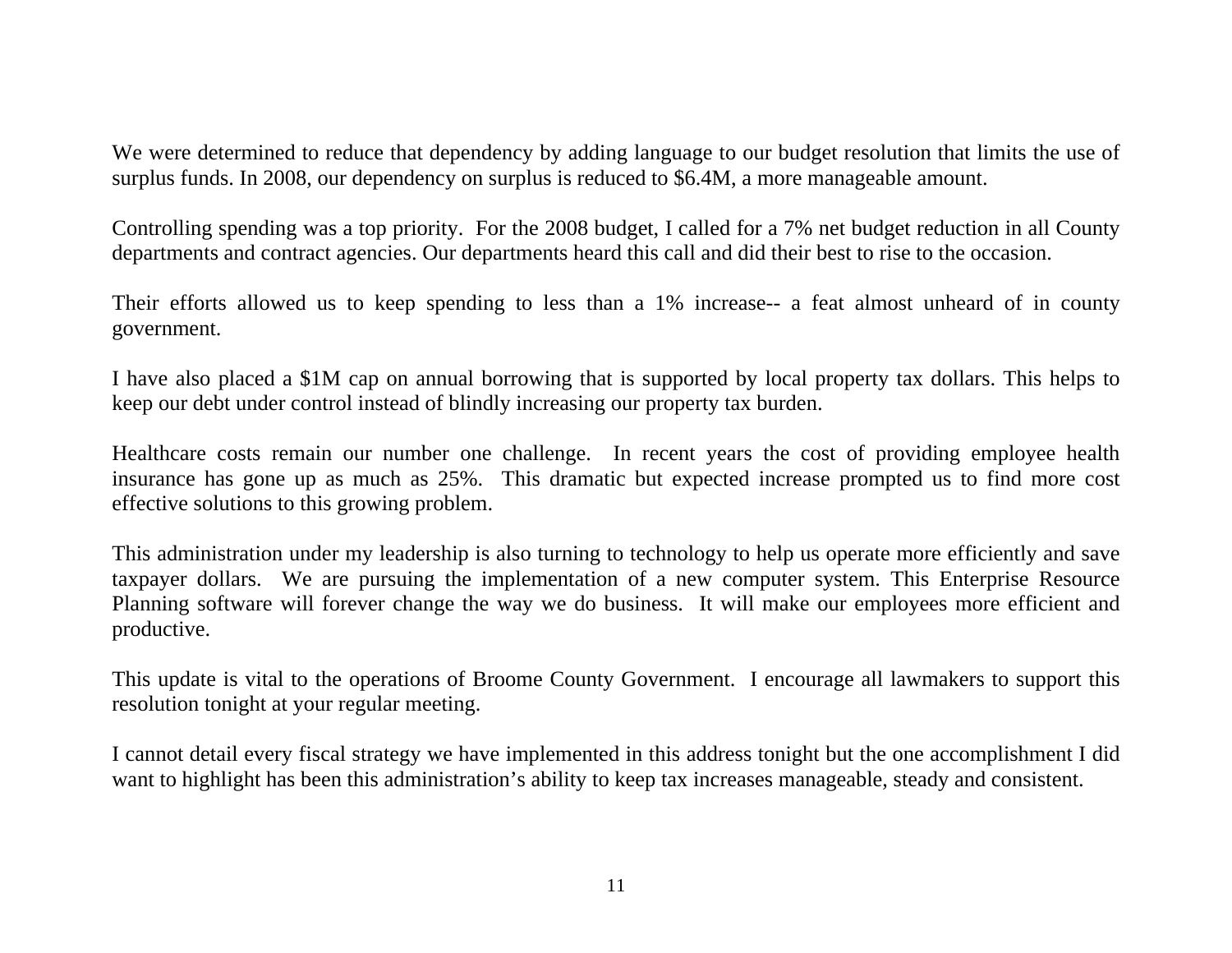We were determined to reduce that dependency by adding language to our budget resolution that limits the use of surplus funds. In 2008, our dependency on surplus is reduced to $6.4M, a more manageable amount.

Controlling spending was a top priority. For the 2008 budget, I called for a 7% net budget reduction in all County departments and contract agencies. Our departments heard this call and did their best to rise to the occasion.

Their efforts allowed us to keep spending to less than a 1% increase-- a feat almost unheard of in county government.

I have also placed a $1M cap on annual borrowing that is supported by local property tax dollars. This helps to keep our debt under control instead of blindly increasing our property tax burden.

Healthcare costs remain our number one challenge. In recent years the cost of providing employee health insurance has gone up as much as 25%. This dramatic but expected increase prompted us to find more cost effective solutions to this growing problem.

This administration under my leadership is also turning to technology to help us operate more efficiently and save taxpayer dollars. We are pursuing the implementation of a new computer system. This Enterprise Resource Planning software will forever change the way we do business. It will make our employees more efficient and productive.

This update is vital to the operations of Broome County Government. I encourage all lawmakers to support this resolution tonight at your regular meeting.

I cannot detail every fiscal strategy we have implemented in this address tonight but the one accomplishment I did want to highlight has been this administration's ability to keep tax increases manageable, steady and consistent.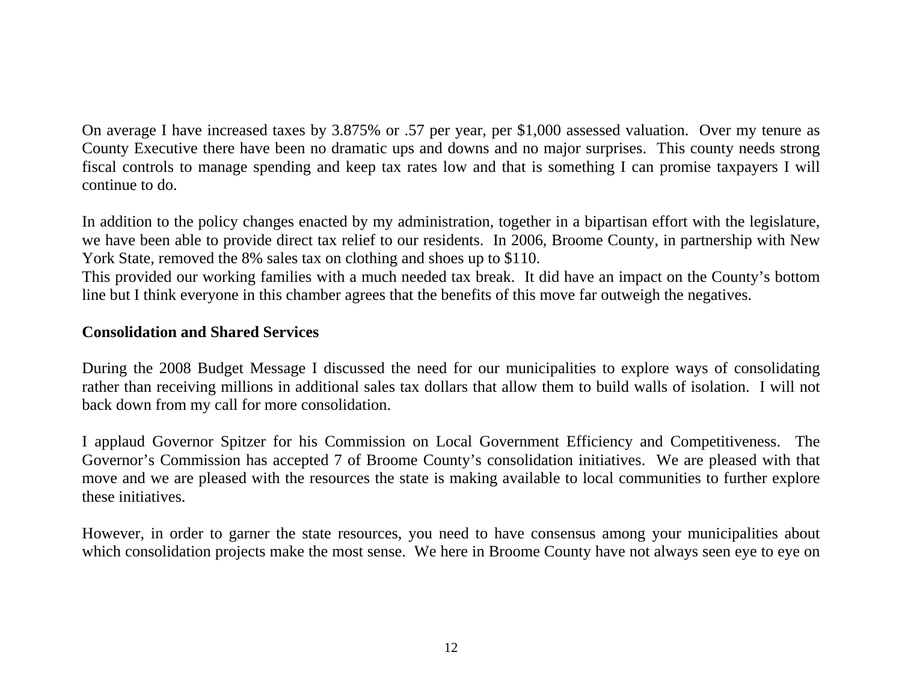On average I have increased taxes by 3.875% or .57 per year, per $1,000 assessed valuation. Over my tenure as County Executive there have been no dramatic ups and downs and no major surprises. This county needs strong fiscal controls to manage spending and keep tax rates low and that is something I can promise taxpayers I will continue to do.

In addition to the policy changes enacted by my administration, together in a bipartisan effort with the legislature, we have been able to provide direct tax relief to our residents. In 2006, Broome County, in partnership with New York State, removed the 8% sales tax on clothing and shoes up to $110.
This provided our working families with a much needed tax break. It did have an impact on the County's bottom line but I think everyone in this chamber agrees that the benefits of this move far outweigh the negatives.

**Consolidation and Shared Services**

During the 2008 Budget Message I discussed the need for our municipalities to explore ways of consolidating rather than receiving millions in additional sales tax dollars that allow them to build walls of isolation. I will not back down from my call for more consolidation.

I applaud Governor Spitzer for his Commission on Local Government Efficiency and Competitiveness. The Governor's Commission has accepted 7 of Broome County's consolidation initiatives. We are pleased with that move and we are pleased with the resources the state is making available to local communities to further explore these initiatives.

However, in order to garner the state resources, you need to have consensus among your municipalities about which consolidation projects make the most sense. We here in Broome County have not always seen eye to eye on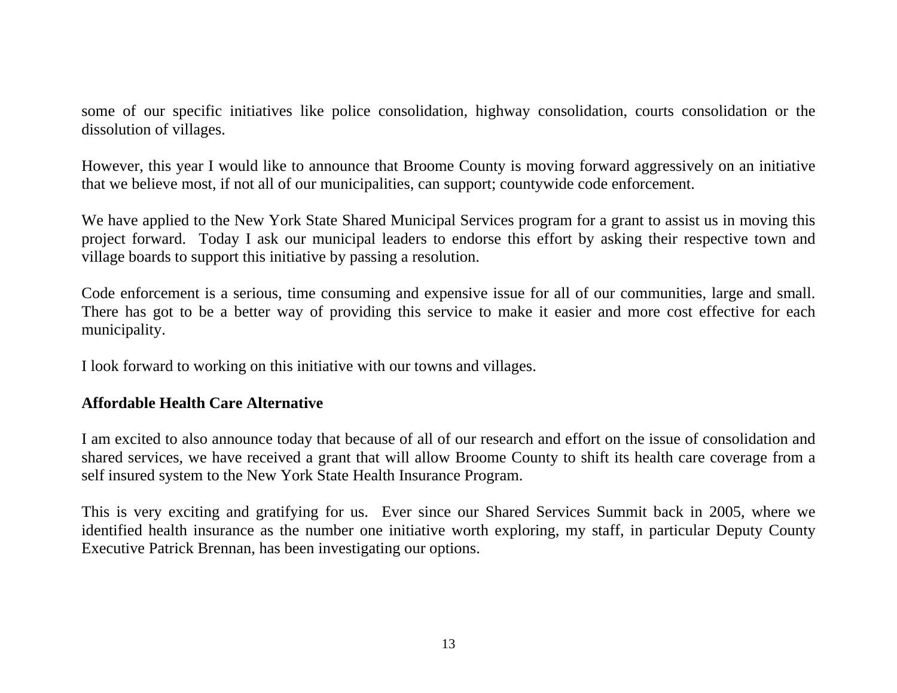some of our specific initiatives like police consolidation, highway consolidation, courts consolidation or the dissolution of villages.

However, this year I would like to announce that Broome County is moving forward aggressively on an initiative that we believe most, if not all of our municipalities, can support; countywide code enforcement.

We have applied to the New York State Shared Municipal Services program for a grant to assist us in moving this project forward. Today I ask our municipal leaders to endorse this effort by asking their respective town and village boards to support this initiative by passing a resolution.

Code enforcement is a serious, time consuming and expensive issue for all of our communities, large and small. There has got to be a better way of providing this service to make it easier and more cost effective for each municipality.

I look forward to working on this initiative with our towns and villages.

**Affordable Health Care Alternative**

I am excited to also announce today that because of all of our research and effort on the issue of consolidation and shared services, we have received a grant that will allow Broome County to shift its health care coverage from a self insured system to the New York State Health Insurance Program.

This is very exciting and gratifying for us. Ever since our Shared Services Summit back in 2005, where we identified health insurance as the number one initiative worth exploring, my staff, in particular Deputy County Executive Patrick Brennan, has been investigating our options.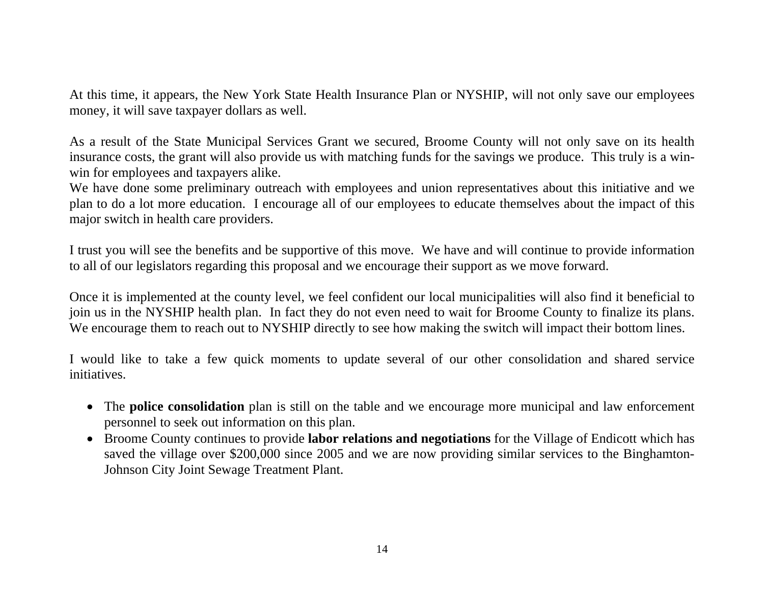At this time, it appears, the New York State Health Insurance Plan or NYSHIP, will not only save our employees money, it will save taxpayer dollars as well.

As a result of the State Municipal Services Grant we secured, Broome County will not only save on its health insurance costs, the grant will also provide us with matching funds for the savings we produce. This truly is a win-win for employees and taxpayers alike.
We have done some preliminary outreach with employees and union representatives about this initiative and we plan to do a lot more education. I encourage all of our employees to educate themselves about the impact of this major switch in health care providers.

I trust you will see the benefits and be supportive of this move. We have and will continue to provide information to all of our legislators regarding this proposal and we encourage their support as we move forward.

Once it is implemented at the county level, we feel confident our local municipalities will also find it beneficial to join us in the NYSHIP health plan. In fact they do not even need to wait for Broome County to finalize its plans. We encourage them to reach out to NYSHIP directly to see how making the switch will impact their bottom lines.

I would like to take a few quick moments to update several of our other consolidation and shared service initiatives.

- The **police consolidation** plan is still on the table and we encourage more municipal and law enforcement personnel to seek out information on this plan.
- Broome County continues to provide **labor relations and negotiations** for the Village of Endicott which has saved the village over $200,000 since 2005 and we are now providing similar services to the Binghamton-Johnson City Joint Sewage Treatment Plant.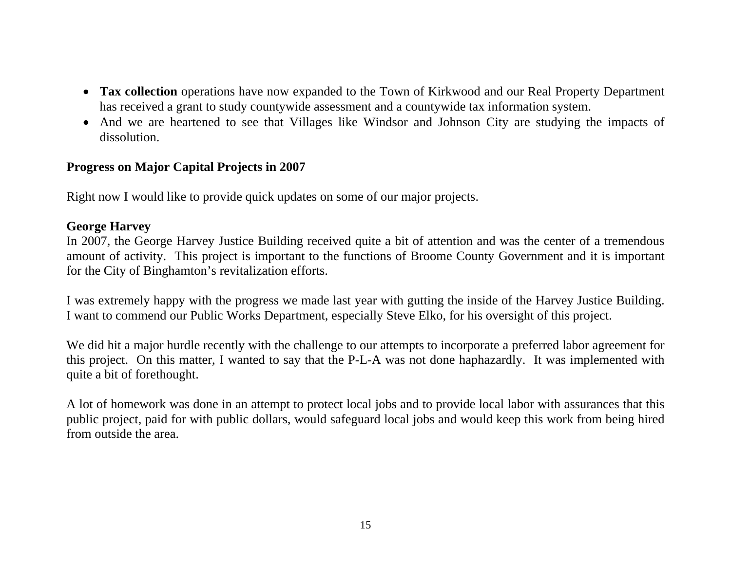- **Tax collection** operations have now expanded to the Town of Kirkwood and our Real Property Department has received a grant to study countywide assessment and a countywide tax information system.
- And we are heartened to see that Villages like Windsor and Johnson City are studying the impacts of dissolution.

## Progress on Major Capital Projects in 2007

Right now I would like to provide quick updates on some of our major projects.

### George Harvey

In 2007, the George Harvey Justice Building received quite a bit of attention and was the center of a tremendous amount of activity. This project is important to the functions of Broome County Government and it is important for the City of Binghamton's revitalization efforts.

I was extremely happy with the progress we made last year with gutting the inside of the Harvey Justice Building. I want to commend our Public Works Department, especially Steve Elko, for his oversight of this project.

We did hit a major hurdle recently with the challenge to our attempts to incorporate a preferred labor agreement for this project. On this matter, I wanted to say that the P-L-A was not done haphazardly. It was implemented with quite a bit of forethought.

A lot of homework was done in an attempt to protect local jobs and to provide local labor with assurances that this public project, paid for with public dollars, would safeguard local jobs and would keep this work from being hired from outside the area.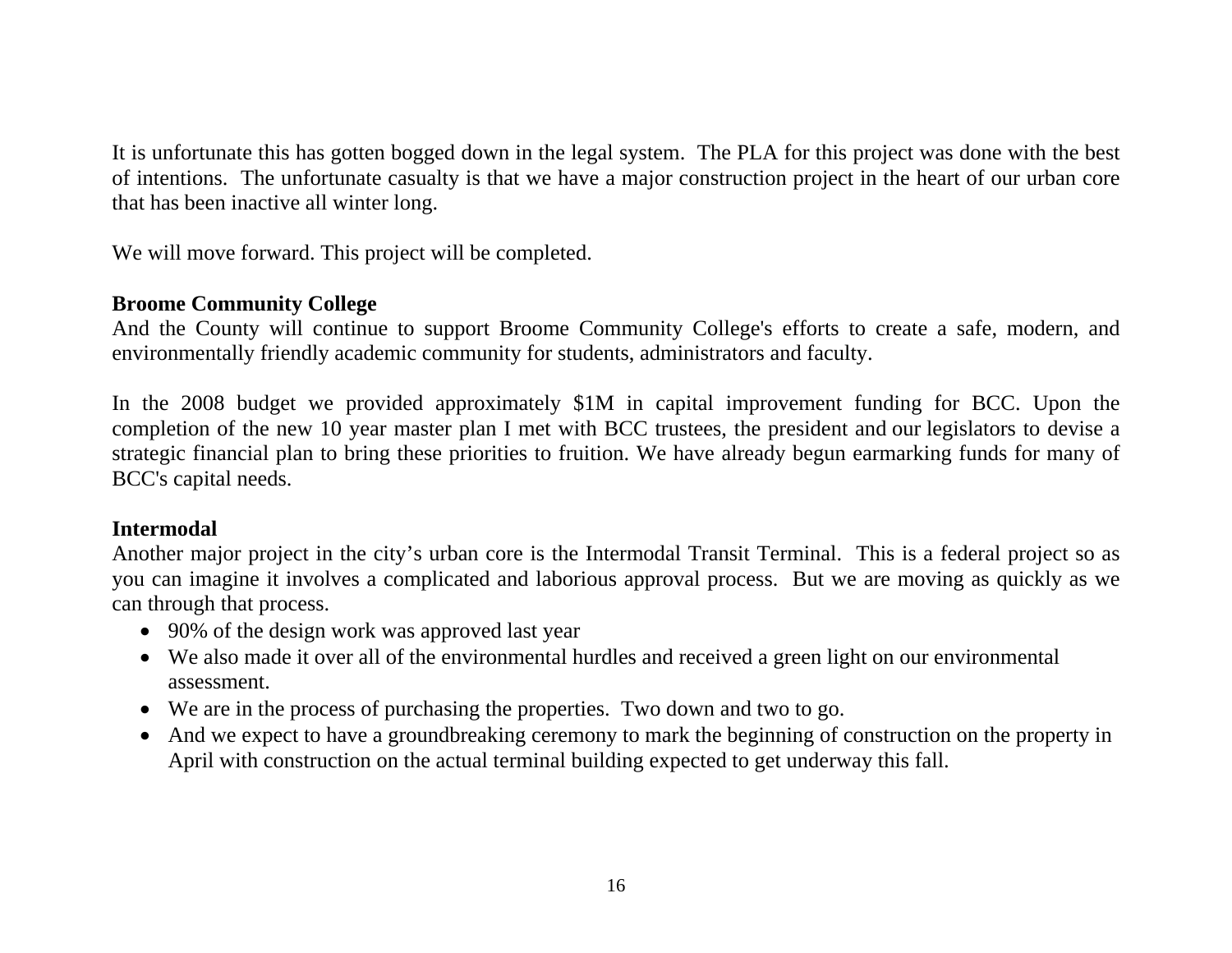It is unfortunate this has gotten bogged down in the legal system. The PLA for this project was done with the best of intentions. The unfortunate casualty is that we have a major construction project in the heart of our urban core that has been inactive all winter long.

We will move forward. This project will be completed.

**Broome Community College**

And the County will continue to support Broome Community College's efforts to create a safe, modern, and environmentally friendly academic community for students, administrators and faculty.

In the 2008 budget we provided approximately $1M in capital improvement funding for BCC. Upon the completion of the new 10 year master plan I met with BCC trustees, the president and our legislators to devise a strategic financial plan to bring these priorities to fruition. We have already begun earmarking funds for many of BCC's capital needs.

**Intermodal**

Another major project in the city's urban core is the Intermodal Transit Terminal. This is a federal project so as you can imagine it involves a complicated and laborious approval process. But we are moving as quickly as we can through that process.

- 90% of the design work was approved last year
- We also made it over all of the environmental hurdles and received a green light on our environmental assessment.
- We are in the process of purchasing the properties. Two down and two to go.
- And we expect to have a groundbreaking ceremony to mark the beginning of construction on the property in April with construction on the actual terminal building expected to get underway this fall.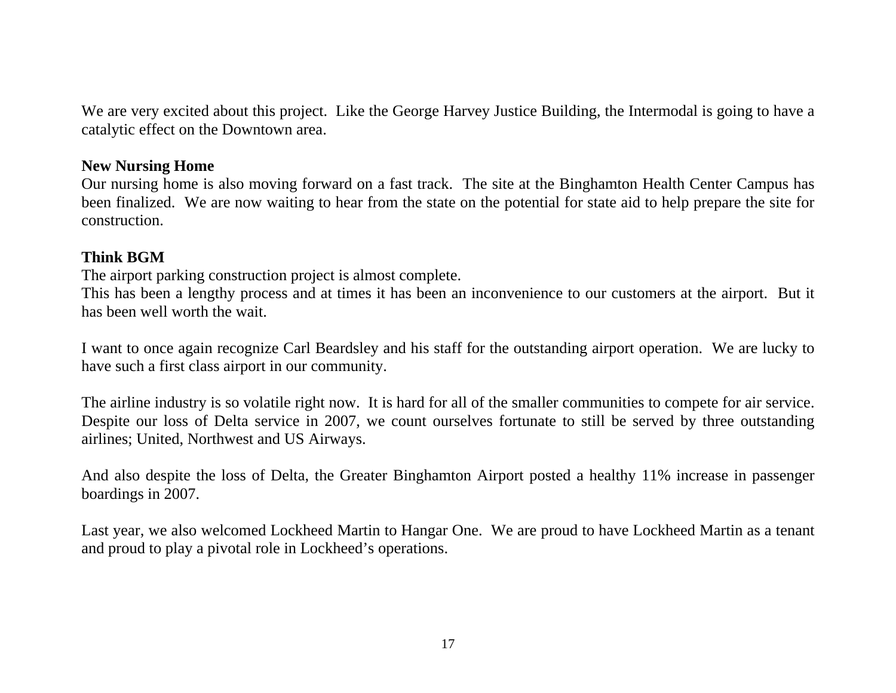We are very excited about this project. Like the George Harvey Justice Building, the Intermodal is going to have a catalytic effect on the Downtown area.

**New Nursing Home**

Our nursing home is also moving forward on a fast track. The site at the Binghamton Health Center Campus has been finalized. We are now waiting to hear from the state on the potential for state aid to help prepare the site for construction.

**Think BGM**

The airport parking construction project is almost complete.

This has been a lengthy process and at times it has been an inconvenience to our customers at the airport. But it has been well worth the wait.

I want to once again recognize Carl Beardsley and his staff for the outstanding airport operation. We are lucky to have such a first class airport in our community.

The airline industry is so volatile right now. It is hard for all of the smaller communities to compete for air service. Despite our loss of Delta service in 2007, we count ourselves fortunate to still be served by three outstanding airlines; United, Northwest and US Airways.

And also despite the loss of Delta, the Greater Binghamton Airport posted a healthy 11% increase in passenger boardings in 2007.

Last year, we also welcomed Lockheed Martin to Hangar One. We are proud to have Lockheed Martin as a tenant and proud to play a pivotal role in Lockheed's operations.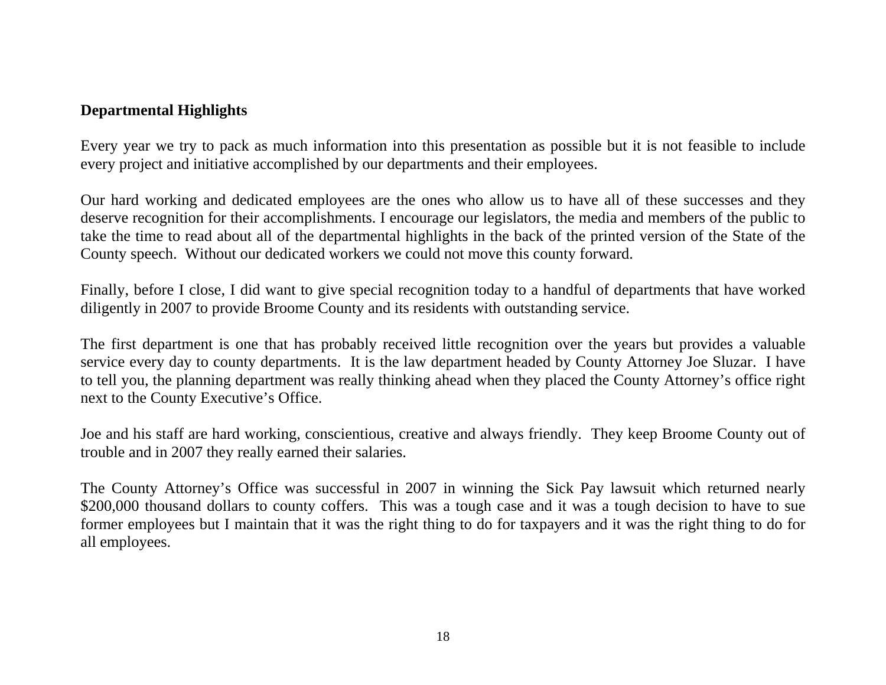**Departmental Highlights**

Every year we try to pack as much information into this presentation as possible but it is not feasible to include every project and initiative accomplished by our departments and their employees.

Our hard working and dedicated employees are the ones who allow us to have all of these successes and they deserve recognition for their accomplishments. I encourage our legislators, the media and members of the public to take the time to read about all of the departmental highlights in the back of the printed version of the State of the County speech. Without our dedicated workers we could not move this county forward.

Finally, before I close, I did want to give special recognition today to a handful of departments that have worked diligently in 2007 to provide Broome County and its residents with outstanding service.

The first department is one that has probably received little recognition over the years but provides a valuable service every day to county departments. It is the law department headed by County Attorney Joe Sluzar. I have to tell you, the planning department was really thinking ahead when they placed the County Attorney's office right next to the County Executive's Office.

Joe and his staff are hard working, conscientious, creative and always friendly. They keep Broome County out of trouble and in 2007 they really earned their salaries.

The County Attorney's Office was successful in 2007 in winning the Sick Pay lawsuit which returned nearly $200,000 thousand dollars to county coffers. This was a tough case and it was a tough decision to have to sue former employees but I maintain that it was the right thing to do for taxpayers and it was the right thing to do for all employees.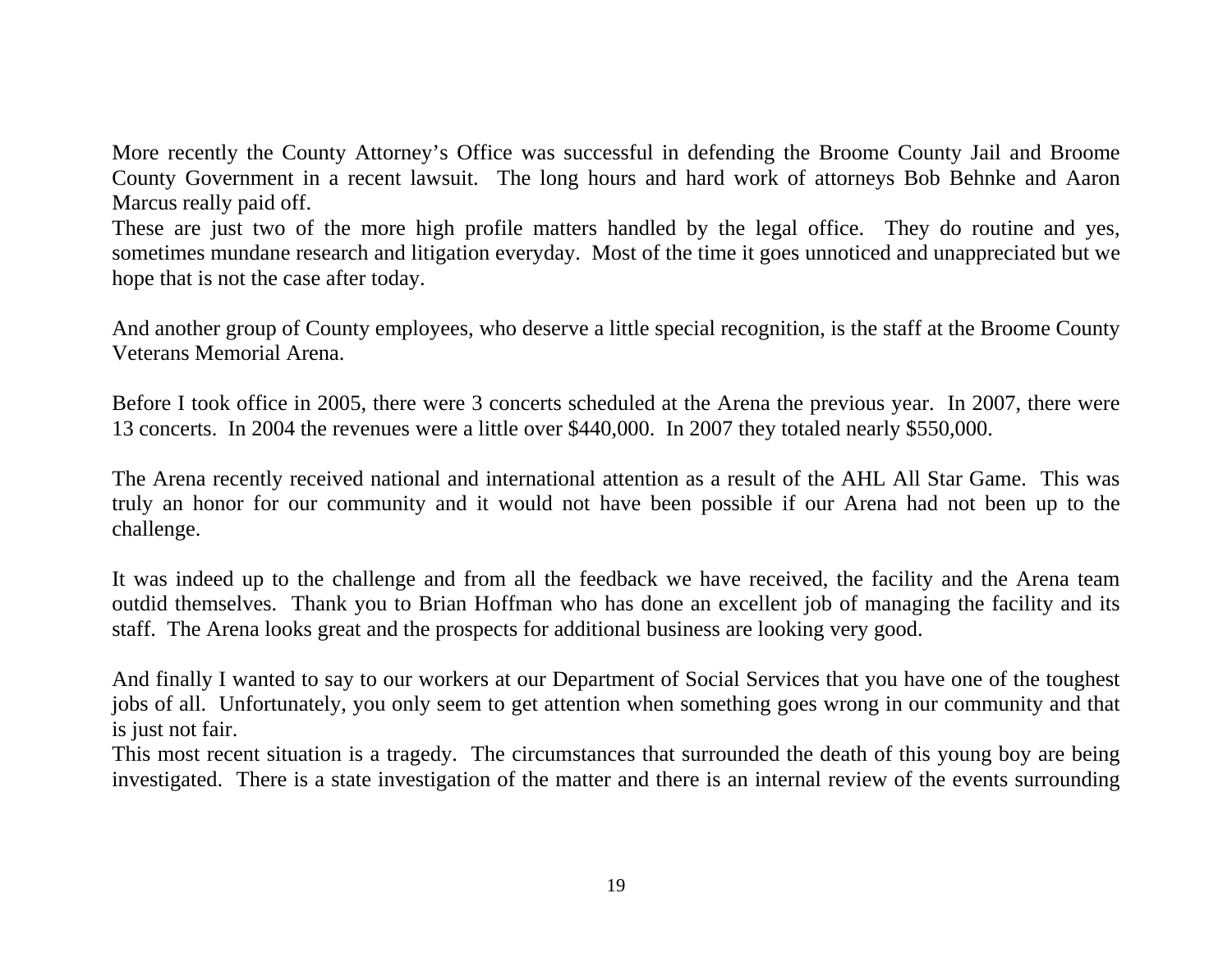More recently the County Attorney's Office was successful in defending the Broome County Jail and Broome County Government in a recent lawsuit. The long hours and hard work of attorneys Bob Behnke and Aaron Marcus really paid off.
These are just two of the more high profile matters handled by the legal office. They do routine and yes, sometimes mundane research and litigation everyday. Most of the time it goes unnoticed and unappreciated but we hope that is not the case after today.

And another group of County employees, who deserve a little special recognition, is the staff at the Broome County Veterans Memorial Arena.

Before I took office in 2005, there were 3 concerts scheduled at the Arena the previous year. In 2007, there were 13 concerts. In 2004 the revenues were a little over $440,000. In 2007 they totaled nearly $550,000.

The Arena recently received national and international attention as a result of the AHL All Star Game. This was truly an honor for our community and it would not have been possible if our Arena had not been up to the challenge.

It was indeed up to the challenge and from all the feedback we have received, the facility and the Arena team outdid themselves. Thank you to Brian Hoffman who has done an excellent job of managing the facility and its staff. The Arena looks great and the prospects for additional business are looking very good.

And finally I wanted to say to our workers at our Department of Social Services that you have one of the toughest jobs of all. Unfortunately, you only seem to get attention when something goes wrong in our community and that is just not fair.
This most recent situation is a tragedy. The circumstances that surrounded the death of this young boy are being investigated. There is a state investigation of the matter and there is an internal review of the events surrounding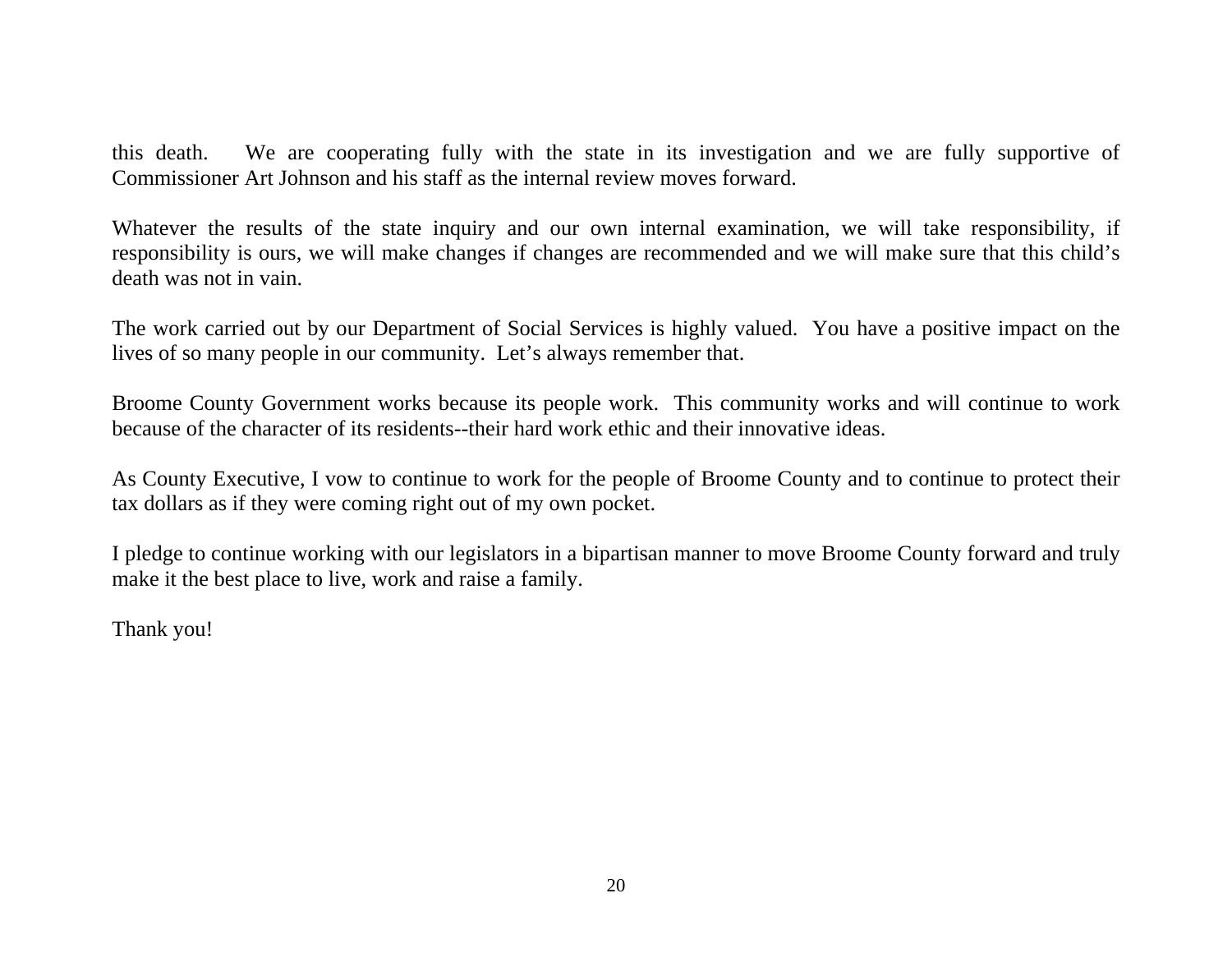this death. We are cooperating fully with the state in its investigation and we are fully supportive of Commissioner Art Johnson and his staff as the internal review moves forward.

Whatever the results of the state inquiry and our own internal examination, we will take responsibility, if responsibility is ours, we will make changes if changes are recommended and we will make sure that this child's death was not in vain.

The work carried out by our Department of Social Services is highly valued. You have a positive impact on the lives of so many people in our community. Let's always remember that.

Broome County Government works because its people work. This community works and will continue to work because of the character of its residents--their hard work ethic and their innovative ideas.

As County Executive, I vow to continue to work for the people of Broome County and to continue to protect their tax dollars as if they were coming right out of my own pocket.

I pledge to continue working with our legislators in a bipartisan manner to move Broome County forward and truly make it the best place to live, work and raise a family.

Thank you!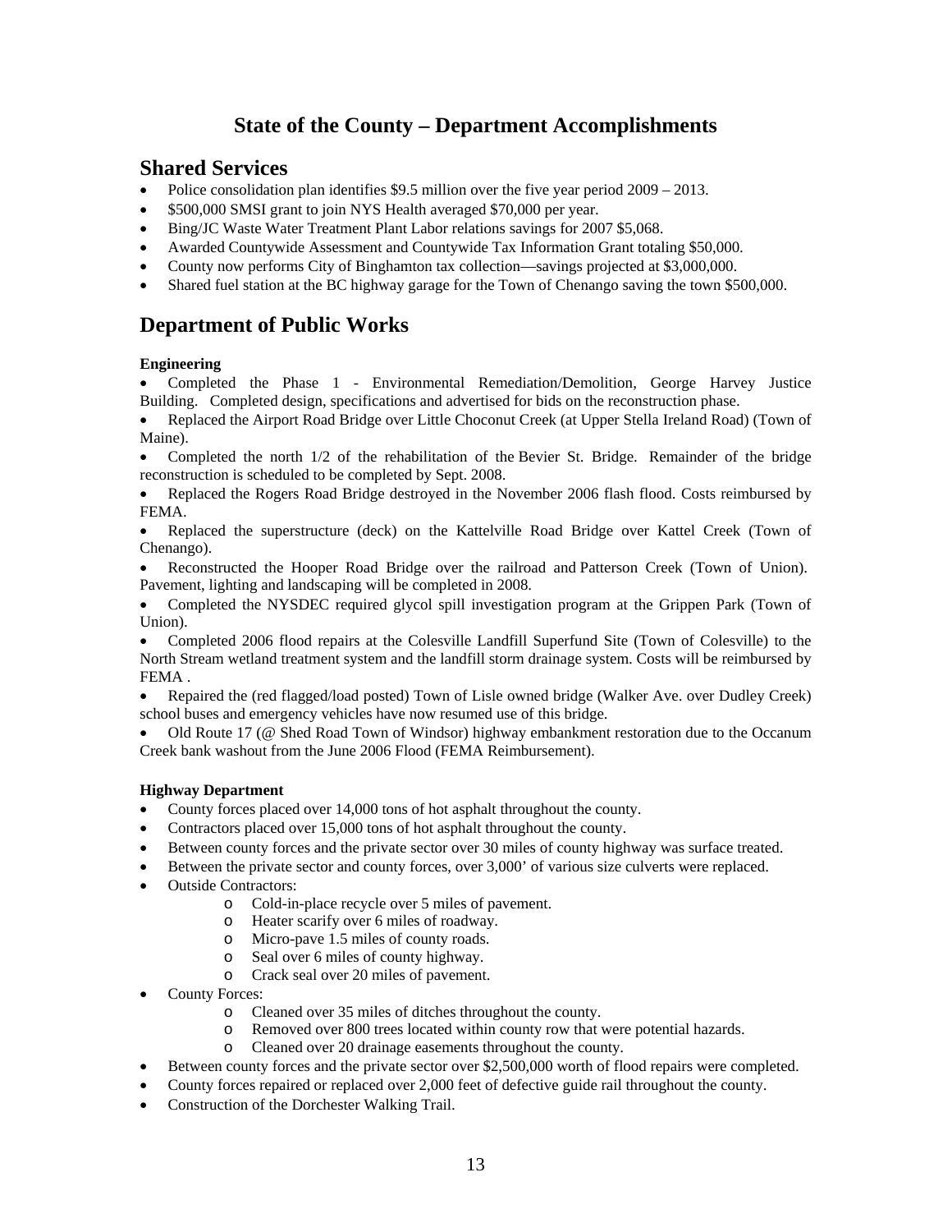# State of the County – Department Accomplishments

## Shared Services

- Police consolidation plan identifies $9.5 million over the five year period 2009 – 2013.
- $500,000 SMSI grant to join NYS Health averaged $70,000 per year.
- Bing/JC Waste Water Treatment Plant Labor relations savings for 2007 $5,068.
- Awarded Countywide Assessment and Countywide Tax Information Grant totaling $50,000.
- County now performs City of Binghamton tax collection—savings projected at $3,000,000.
- Shared fuel station at the BC highway garage for the Town of Chenango saving the town $500,000.

## Department of Public Works

**Engineering**

- Completed the Phase 1 - Environmental Remediation/Demolition, George Harvey Justice Building. Completed design, specifications and advertised for bids on the reconstruction phase.
- Replaced the Airport Road Bridge over Little Choconut Creek (at Upper Stella Ireland Road) (Town of Maine).
- Completed the north 1/2 of the rehabilitation of the Bevier St. Bridge. Remainder of the bridge reconstruction is scheduled to be completed by Sept. 2008.
- Replaced the Rogers Road Bridge destroyed in the November 2006 flash flood. Costs reimbursed by FEMA.
- Replaced the superstructure (deck) on the Kattelville Road Bridge over Kattel Creek (Town of Chenango).
- Reconstructed the Hooper Road Bridge over the railroad and Patterson Creek (Town of Union). Pavement, lighting and landscaping will be completed in 2008.
- Completed the NYSDEC required glycol spill investigation program at the Grippen Park (Town of Union).
- Completed 2006 flood repairs at the Colesville Landfill Superfund Site (Town of Colesville) to the North Stream wetland treatment system and the landfill storm drainage system. Costs will be reimbursed by FEMA .
- Repaired the (red flagged/load posted) Town of Lisle owned bridge (Walker Ave. over Dudley Creek) school buses and emergency vehicles have now resumed use of this bridge.
- Old Route 17 (@ Shed Road Town of Windsor) highway embankment restoration due to the Occanum Creek bank washout from the June 2006 Flood (FEMA Reimbursement).

**Highway Department**

- County forces placed over 14,000 tons of hot asphalt throughout the county.
- Contractors placed over 15,000 tons of hot asphalt throughout the county.
- Between county forces and the private sector over 30 miles of county highway was surface treated.
- Between the private sector and county forces, over 3,000' of various size culverts were replaced.
- Outside Contractors:
  - Cold-in-place recycle over 5 miles of pavement.
  - Heater scarify over 6 miles of roadway.
  - Micro-pave 1.5 miles of county roads.
  - Seal over 6 miles of county highway.
  - Crack seal over 20 miles of pavement.
- County Forces:
  - Cleaned over 35 miles of ditches throughout the county.
  - Removed over 800 trees located within county row that were potential hazards.
  - Cleaned over 20 drainage easements throughout the county.
- Between county forces and the private sector over $2,500,000 worth of flood repairs were completed.
- County forces repaired or replaced over 2,000 feet of defective guide rail throughout the county.
- Construction of the Dorchester Walking Trail.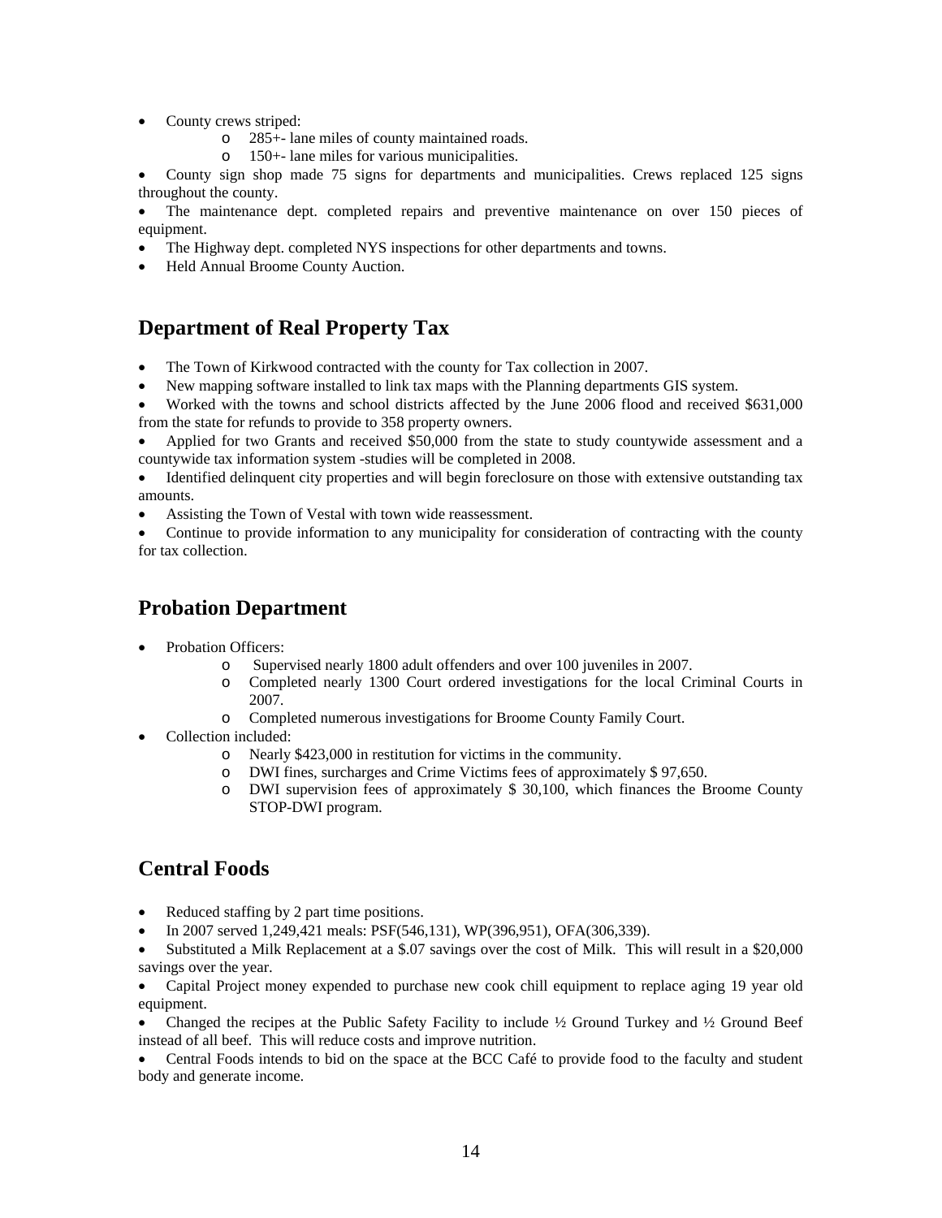- County crews striped:
  - 285+- lane miles of county maintained roads.
  - 150+- lane miles for various municipalities.
- County sign shop made 75 signs for departments and municipalities. Crews replaced 125 signs throughout the county.
- The maintenance dept. completed repairs and preventive maintenance on over 150 pieces of equipment.
- The Highway dept. completed NYS inspections for other departments and towns.
- Held Annual Broome County Auction.

## Department of Real Property Tax

- The Town of Kirkwood contracted with the county for Tax collection in 2007.
- New mapping software installed to link tax maps with the Planning departments GIS system.
- Worked with the towns and school districts affected by the June 2006 flood and received $631,000 from the state for refunds to provide to 358 property owners.
- Applied for two Grants and received $50,000 from the state to study countywide assessment and a countywide tax information system -studies will be completed in 2008.
- Identified delinquent city properties and will begin foreclosure on those with extensive outstanding tax amounts.
- Assisting the Town of Vestal with town wide reassessment.
- Continue to provide information to any municipality for consideration of contracting with the county for tax collection.

## Probation Department

- Probation Officers:
  - Supervised nearly 1800 adult offenders and over 100 juveniles in 2007.
  - Completed nearly 1300 Court ordered investigations for the local Criminal Courts in 2007.
  - Completed numerous investigations for Broome County Family Court.
- Collection included:
  - Nearly $423,000 in restitution for victims in the community.
  - DWI fines, surcharges and Crime Victims fees of approximately $ 97,650.
  - DWI supervision fees of approximately $ 30,100, which finances the Broome County STOP-DWI program.

## Central Foods

- Reduced staffing by 2 part time positions.
- In 2007 served 1,249,421 meals: PSF(546,131), WP(396,951), OFA(306,339).
- Substituted a Milk Replacement at a $.07 savings over the cost of Milk. This will result in a $20,000 savings over the year.
- Capital Project money expended to purchase new cook chill equipment to replace aging 19 year old equipment.
- Changed the recipes at the Public Safety Facility to include ½ Ground Turkey and ½ Ground Beef instead of all beef. This will reduce costs and improve nutrition.
- Central Foods intends to bid on the space at the BCC Café to provide food to the faculty and student body and generate income.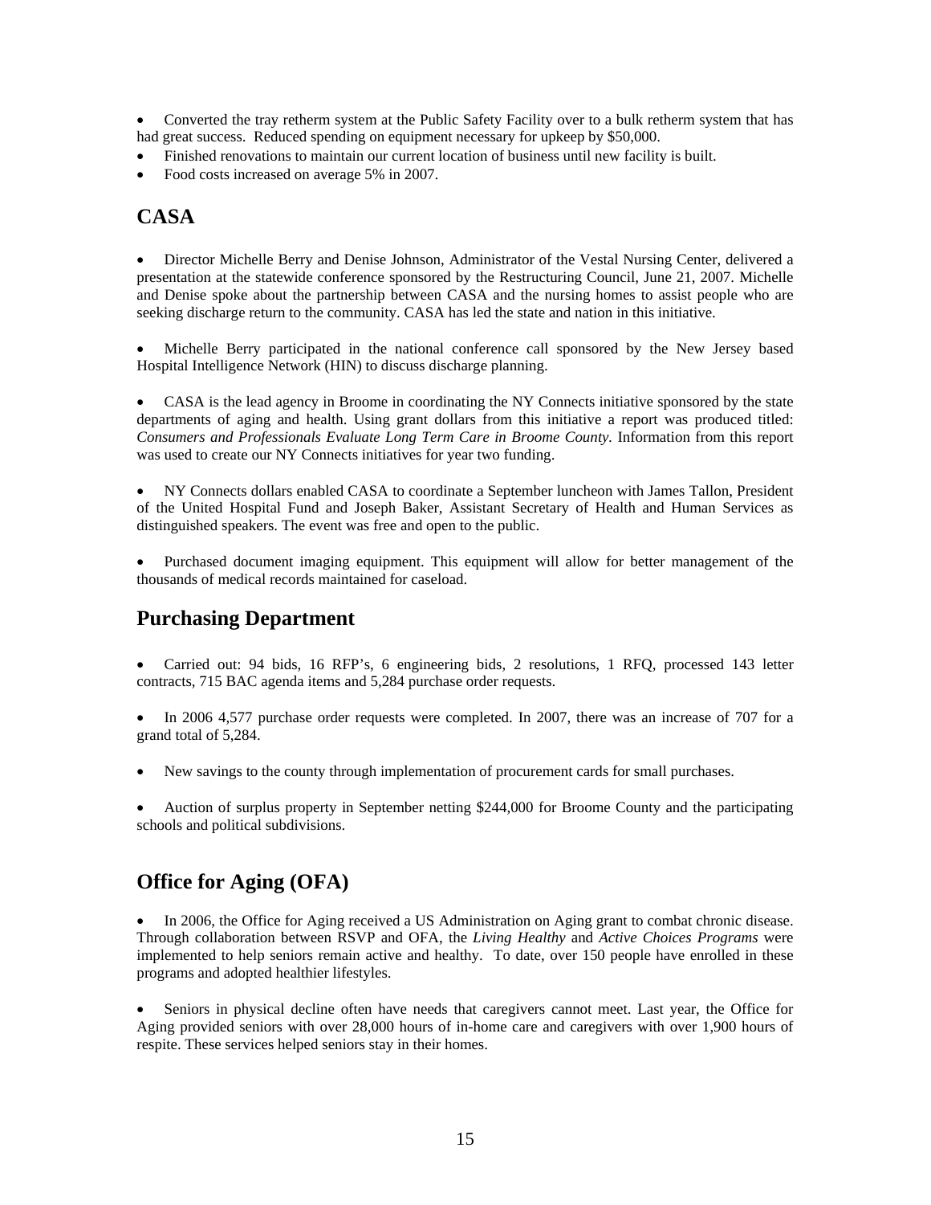- Converted the tray retherm system at the Public Safety Facility over to a bulk retherm system that has had great success. Reduced spending on equipment necessary for upkeep by $50,000.
- Finished renovations to maintain our current location of business until new facility is built.
- Food costs increased on average 5% in 2007.

## CASA

- Director Michelle Berry and Denise Johnson, Administrator of the Vestal Nursing Center, delivered a presentation at the statewide conference sponsored by the Restructuring Council, June 21, 2007. Michelle and Denise spoke about the partnership between CASA and the nursing homes to assist people who are seeking discharge return to the community. CASA has led the state and nation in this initiative.

- Michelle Berry participated in the national conference call sponsored by the New Jersey based Hospital Intelligence Network (HIN) to discuss discharge planning.

- CASA is the lead agency in Broome in coordinating the NY Connects initiative sponsored by the state departments of aging and health. Using grant dollars from this initiative a report was produced titled: *Consumers and Professionals Evaluate Long Term Care in Broome County*. Information from this report was used to create our NY Connects initiatives for year two funding.

- NY Connects dollars enabled CASA to coordinate a September luncheon with James Tallon, President of the United Hospital Fund and Joseph Baker, Assistant Secretary of Health and Human Services as distinguished speakers. The event was free and open to the public.

- Purchased document imaging equipment. This equipment will allow for better management of the thousands of medical records maintained for caseload.

## Purchasing Department

- Carried out: 94 bids, 16 RFP's, 6 engineering bids, 2 resolutions, 1 RFQ, processed 143 letter contracts, 715 BAC agenda items and 5,284 purchase order requests.

- In 2006 4,577 purchase order requests were completed. In 2007, there was an increase of 707 for a grand total of 5,284.

- New savings to the county through implementation of procurement cards for small purchases.

- Auction of surplus property in September netting $244,000 for Broome County and the participating schools and political subdivisions.

## Office for Aging (OFA)

- In 2006, the Office for Aging received a US Administration on Aging grant to combat chronic disease. Through collaboration between RSVP and OFA, the *Living Healthy* and *Active Choices Programs* were implemented to help seniors remain active and healthy. To date, over 150 people have enrolled in these programs and adopted healthier lifestyles.

- Seniors in physical decline often have needs that caregivers cannot meet. Last year, the Office for Aging provided seniors with over 28,000 hours of in-home care and caregivers with over 1,900 hours of respite. These services helped seniors stay in their homes.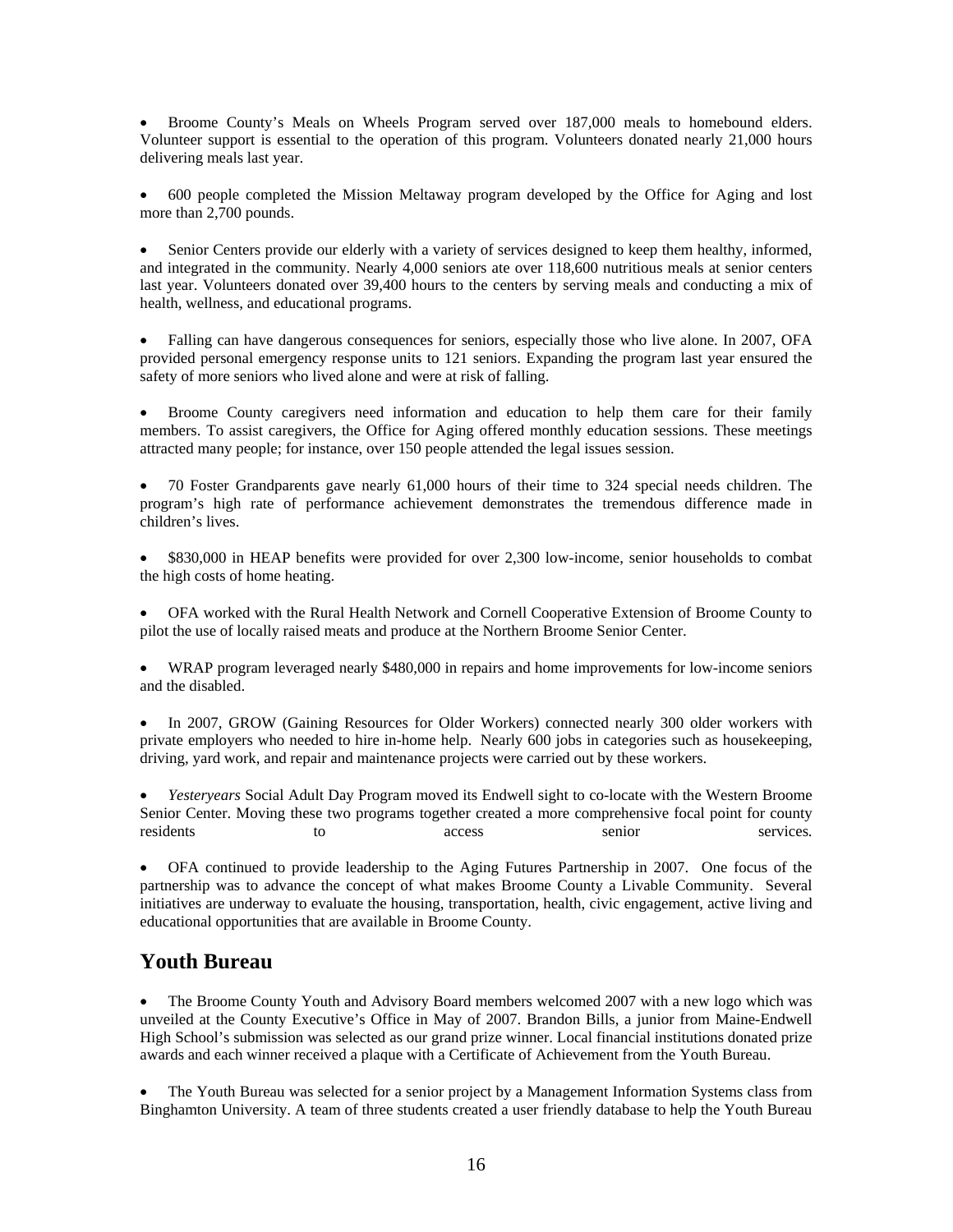- Broome County's Meals on Wheels Program served over 187,000 meals to homebound elders. Volunteer support is essential to the operation of this program. Volunteers donated nearly 21,000 hours delivering meals last year.

- 600 people completed the Mission Meltaway program developed by the Office for Aging and lost more than 2,700 pounds.

- Senior Centers provide our elderly with a variety of services designed to keep them healthy, informed, and integrated in the community. Nearly 4,000 seniors ate over 118,600 nutritious meals at senior centers last year. Volunteers donated over 39,400 hours to the centers by serving meals and conducting a mix of health, wellness, and educational programs.

- Falling can have dangerous consequences for seniors, especially those who live alone. In 2007, OFA provided personal emergency response units to 121 seniors. Expanding the program last year ensured the safety of more seniors who lived alone and were at risk of falling.

- Broome County caregivers need information and education to help them care for their family members. To assist caregivers, the Office for Aging offered monthly education sessions. These meetings attracted many people; for instance, over 150 people attended the legal issues session.

- 70 Foster Grandparents gave nearly 61,000 hours of their time to 324 special needs children. The program's high rate of performance achievement demonstrates the tremendous difference made in children's lives.

- $830,000 in HEAP benefits were provided for over 2,300 low-income, senior households to combat the high costs of home heating.

- OFA worked with the Rural Health Network and Cornell Cooperative Extension of Broome County to pilot the use of locally raised meats and produce at the Northern Broome Senior Center.

- WRAP program leveraged nearly $480,000 in repairs and home improvements for low-income seniors and the disabled.

- In 2007, GROW (Gaining Resources for Older Workers) connected nearly 300 older workers with private employers who needed to hire in-home help. Nearly 600 jobs in categories such as housekeeping, driving, yard work, and repair and maintenance projects were carried out by these workers.

- *Yesteryears* Social Adult Day Program moved its Endwell sight to co-locate with the Western Broome Senior Center. Moving these two programs together created a more comprehensive focal point for county residents to access senior services.

- OFA continued to provide leadership to the Aging Futures Partnership in 2007. One focus of the partnership was to advance the concept of what makes Broome County a Livable Community. Several initiatives are underway to evaluate the housing, transportation, health, civic engagement, active living and educational opportunities that are available in Broome County.

## Youth Bureau

- The Broome County Youth and Advisory Board members welcomed 2007 with a new logo which was unveiled at the County Executive's Office in May of 2007. Brandon Bills, a junior from Maine-Endwell High School's submission was selected as our grand prize winner. Local financial institutions donated prize awards and each winner received a plaque with a Certificate of Achievement from the Youth Bureau.

- The Youth Bureau was selected for a senior project by a Management Information Systems class from Binghamton University. A team of three students created a user friendly database to help the Youth Bureau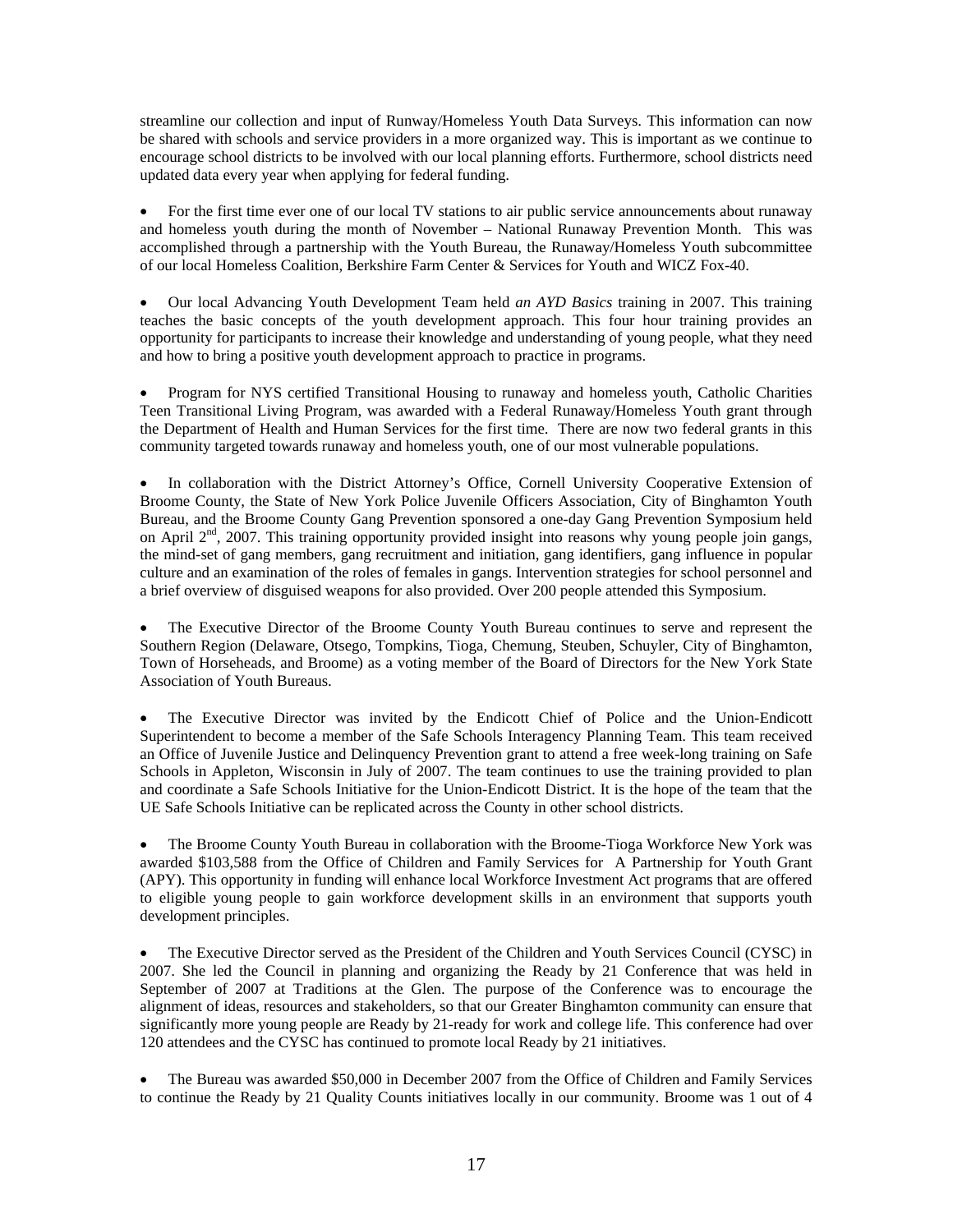streamline our collection and input of Runway/Homeless Youth Data Surveys. This information can now be shared with schools and service providers in a more organized way. This is important as we continue to encourage school districts to be involved with our local planning efforts. Furthermore, school districts need updated data every year when applying for federal funding.

- For the first time ever one of our local TV stations to air public service announcements about runaway and homeless youth during the month of November – National Runaway Prevention Month. This was accomplished through a partnership with the Youth Bureau, the Runaway/Homeless Youth subcommittee of our local Homeless Coalition, Berkshire Farm Center & Services for Youth and WICZ Fox-40.

- Our local Advancing Youth Development Team held *an AYD Basics* training in 2007. This training teaches the basic concepts of the youth development approach. This four hour training provides an opportunity for participants to increase their knowledge and understanding of young people, what they need and how to bring a positive youth development approach to practice in programs.

- Program for NYS certified Transitional Housing to runaway and homeless youth, Catholic Charities Teen Transitional Living Program, was awarded with a Federal Runaway/Homeless Youth grant through the Department of Health and Human Services for the first time. There are now two federal grants in this community targeted towards runaway and homeless youth, one of our most vulnerable populations.

- In collaboration with the District Attorney's Office, Cornell University Cooperative Extension of Broome County, the State of New York Police Juvenile Officers Association, City of Binghamton Youth Bureau, and the Broome County Gang Prevention sponsored a one-day Gang Prevention Symposium held on April 2nd, 2007. This training opportunity provided insight into reasons why young people join gangs, the mind-set of gang members, gang recruitment and initiation, gang identifiers, gang influence in popular culture and an examination of the roles of females in gangs. Intervention strategies for school personnel and a brief overview of disguised weapons for also provided. Over 200 people attended this Symposium.

- The Executive Director of the Broome County Youth Bureau continues to serve and represent the Southern Region (Delaware, Otsego, Tompkins, Tioga, Chemung, Steuben, Schuyler, City of Binghamton, Town of Horseheads, and Broome) as a voting member of the Board of Directors for the New York State Association of Youth Bureaus.

- The Executive Director was invited by the Endicott Chief of Police and the Union-Endicott Superintendent to become a member of the Safe Schools Interagency Planning Team. This team received an Office of Juvenile Justice and Delinquency Prevention grant to attend a free week-long training on Safe Schools in Appleton, Wisconsin in July of 2007. The team continues to use the training provided to plan and coordinate a Safe Schools Initiative for the Union-Endicott District. It is the hope of the team that the UE Safe Schools Initiative can be replicated across the County in other school districts.

- The Broome County Youth Bureau in collaboration with the Broome-Tioga Workforce New York was awarded $103,588 from the Office of Children and Family Services for A Partnership for Youth Grant (APY). This opportunity in funding will enhance local Workforce Investment Act programs that are offered to eligible young people to gain workforce development skills in an environment that supports youth development principles.

- The Executive Director served as the President of the Children and Youth Services Council (CYSC) in 2007. She led the Council in planning and organizing the Ready by 21 Conference that was held in September of 2007 at Traditions at the Glen. The purpose of the Conference was to encourage the alignment of ideas, resources and stakeholders, so that our Greater Binghamton community can ensure that significantly more young people are Ready by 21-ready for work and college life. This conference had over 120 attendees and the CYSC has continued to promote local Ready by 21 initiatives.

- The Bureau was awarded $50,000 in December 2007 from the Office of Children and Family Services to continue the Ready by 21 Quality Counts initiatives locally in our community. Broome was 1 out of 4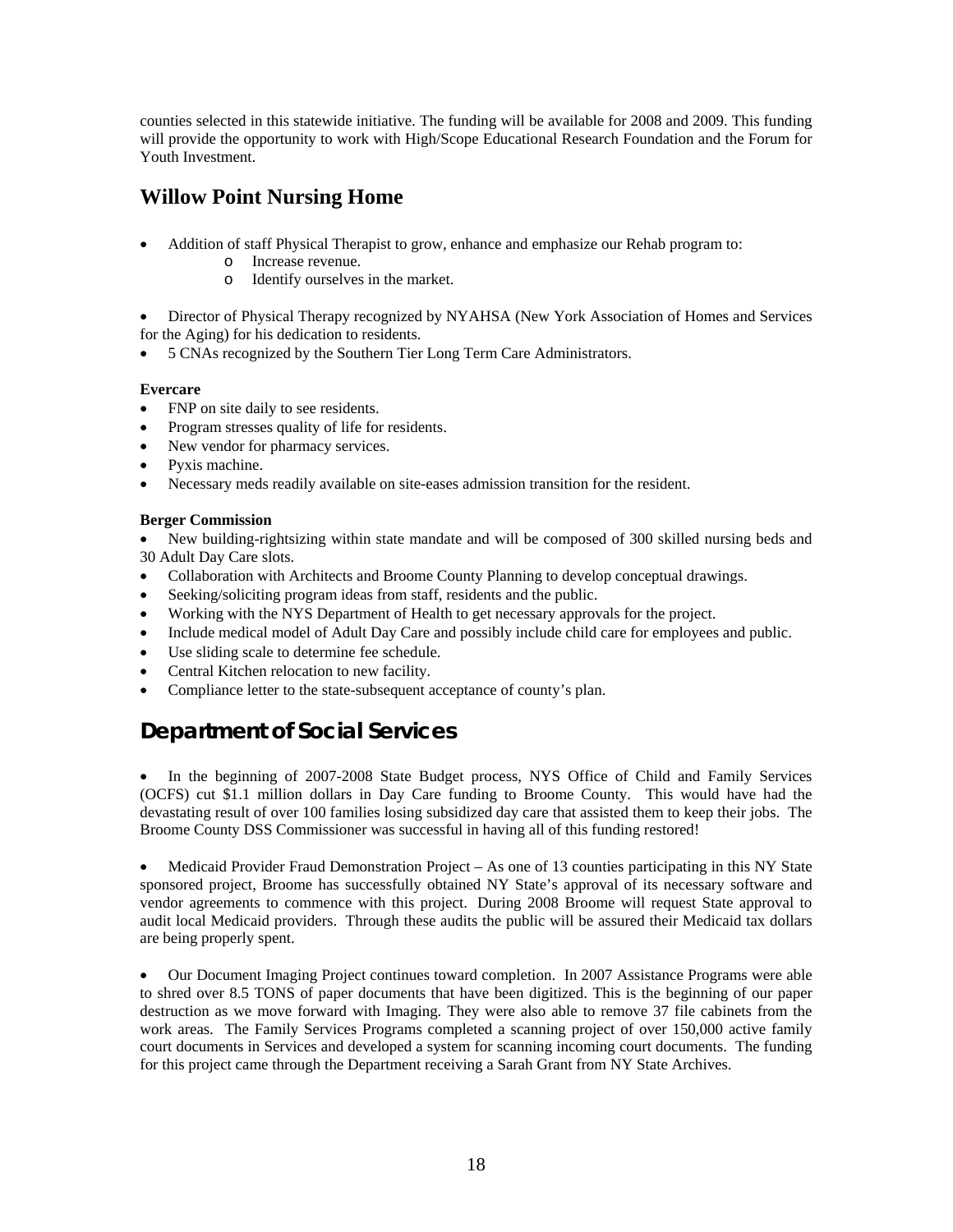counties selected in this statewide initiative. The funding will be available for 2008 and 2009. This funding will provide the opportunity to work with High/Scope Educational Research Foundation and the Forum for Youth Investment.

## Willow Point Nursing Home

- Addition of staff Physical Therapist to grow, enhance and emphasize our Rehab program to:
  - Increase revenue.
  - Identify ourselves in the market.

- Director of Physical Therapy recognized by NYAHSA (New York Association of Homes and Services for the Aging) for his dedication to residents.
- 5 CNAs recognized by the Southern Tier Long Term Care Administrators.

**Evercare**

- FNP on site daily to see residents.
- Program stresses quality of life for residents.
- New vendor for pharmacy services.
- Pyxis machine.
- Necessary meds readily available on site-eases admission transition for the resident.

**Berger Commission**

- New building-rightsizing within state mandate and will be composed of 300 skilled nursing beds and 30 Adult Day Care slots.
- Collaboration with Architects and Broome County Planning to develop conceptual drawings.
- Seeking/soliciting program ideas from staff, residents and the public.
- Working with the NYS Department of Health to get necessary approvals for the project.
- Include medical model of Adult Day Care and possibly include child care for employees and public.
- Use sliding scale to determine fee schedule.
- Central Kitchen relocation to new facility.
- Compliance letter to the state-subsequent acceptance of county's plan.

## Department of Social Services

- In the beginning of 2007-2008 State Budget process, NYS Office of Child and Family Services (OCFS) cut $1.1 million dollars in Day Care funding to Broome County. This would have had the devastating result of over 100 families losing subsidized day care that assisted them to keep their jobs. The Broome County DSS Commissioner was successful in having all of this funding restored!

- Medicaid Provider Fraud Demonstration Project – As one of 13 counties participating in this NY State sponsored project, Broome has successfully obtained NY State's approval of its necessary software and vendor agreements to commence with this project. During 2008 Broome will request State approval to audit local Medicaid providers. Through these audits the public will be assured their Medicaid tax dollars are being properly spent.

- Our Document Imaging Project continues toward completion. In 2007 Assistance Programs were able to shred over 8.5 TONS of paper documents that have been digitized. This is the beginning of our paper destruction as we move forward with Imaging. They were also able to remove 37 file cabinets from the work areas. The Family Services Programs completed a scanning project of over 150,000 active family court documents in Services and developed a system for scanning incoming court documents. The funding for this project came through the Department receiving a Sarah Grant from NY State Archives.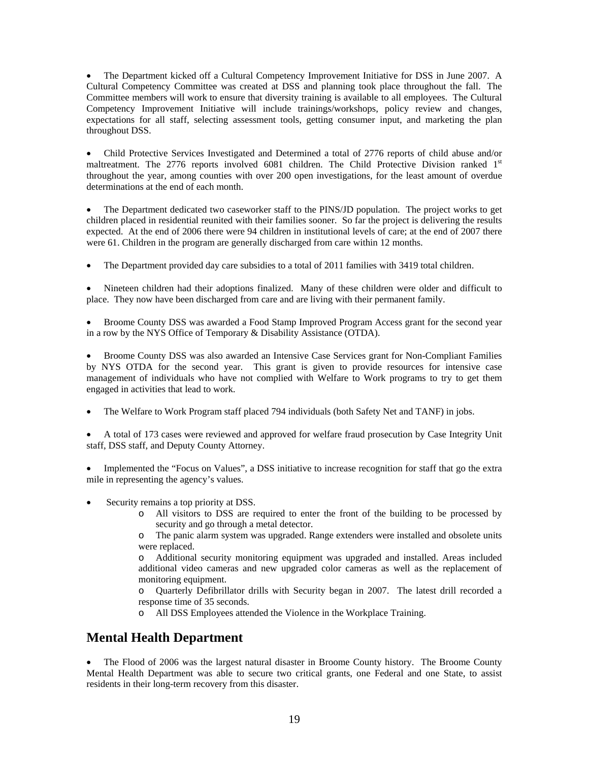- The Department kicked off a Cultural Competency Improvement Initiative for DSS in June 2007. A Cultural Competency Committee was created at DSS and planning took place throughout the fall. The Committee members will work to ensure that diversity training is available to all employees. The Cultural Competency Improvement Initiative will include trainings/workshops, policy review and changes, expectations for all staff, selecting assessment tools, getting consumer input, and marketing the plan throughout DSS.

- Child Protective Services Investigated and Determined a total of 2776 reports of child abuse and/or maltreatment. The 2776 reports involved 6081 children. The Child Protective Division ranked 1st throughout the year, among counties with over 200 open investigations, for the least amount of overdue determinations at the end of each month.

- The Department dedicated two caseworker staff to the PINS/JD population. The project works to get children placed in residential reunited with their families sooner. So far the project is delivering the results expected. At the end of 2006 there were 94 children in institutional levels of care; at the end of 2007 there were 61. Children in the program are generally discharged from care within 12 months.

- The Department provided day care subsidies to a total of 2011 families with 3419 total children.

- Nineteen children had their adoptions finalized. Many of these children were older and difficult to place. They now have been discharged from care and are living with their permanent family.

- Broome County DSS was awarded a Food Stamp Improved Program Access grant for the second year in a row by the NYS Office of Temporary & Disability Assistance (OTDA).

- Broome County DSS was also awarded an Intensive Case Services grant for Non-Compliant Families by NYS OTDA for the second year. This grant is given to provide resources for intensive case management of individuals who have not complied with Welfare to Work programs to try to get them engaged in activities that lead to work.

- The Welfare to Work Program staff placed 794 individuals (both Safety Net and TANF) in jobs.

- A total of 173 cases were reviewed and approved for welfare fraud prosecution by Case Integrity Unit staff, DSS staff, and Deputy County Attorney.

- Implemented the "Focus on Values", a DSS initiative to increase recognition for staff that go the extra mile in representing the agency's values.

- Security remains a top priority at DSS.
    - All visitors to DSS are required to enter the front of the building to be processed by security and go through a metal detector.
    - The panic alarm system was upgraded. Range extenders were installed and obsolete units were replaced.
    - Additional security monitoring equipment was upgraded and installed. Areas included additional video cameras and new upgraded color cameras as well as the replacement of monitoring equipment.
    - Quarterly Defibrillator drills with Security began in 2007. The latest drill recorded a response time of 35 seconds.
    - All DSS Employees attended the Violence in the Workplace Training.

## Mental Health Department

- The Flood of 2006 was the largest natural disaster in Broome County history. The Broome County Mental Health Department was able to secure two critical grants, one Federal and one State, to assist residents in their long-term recovery from this disaster.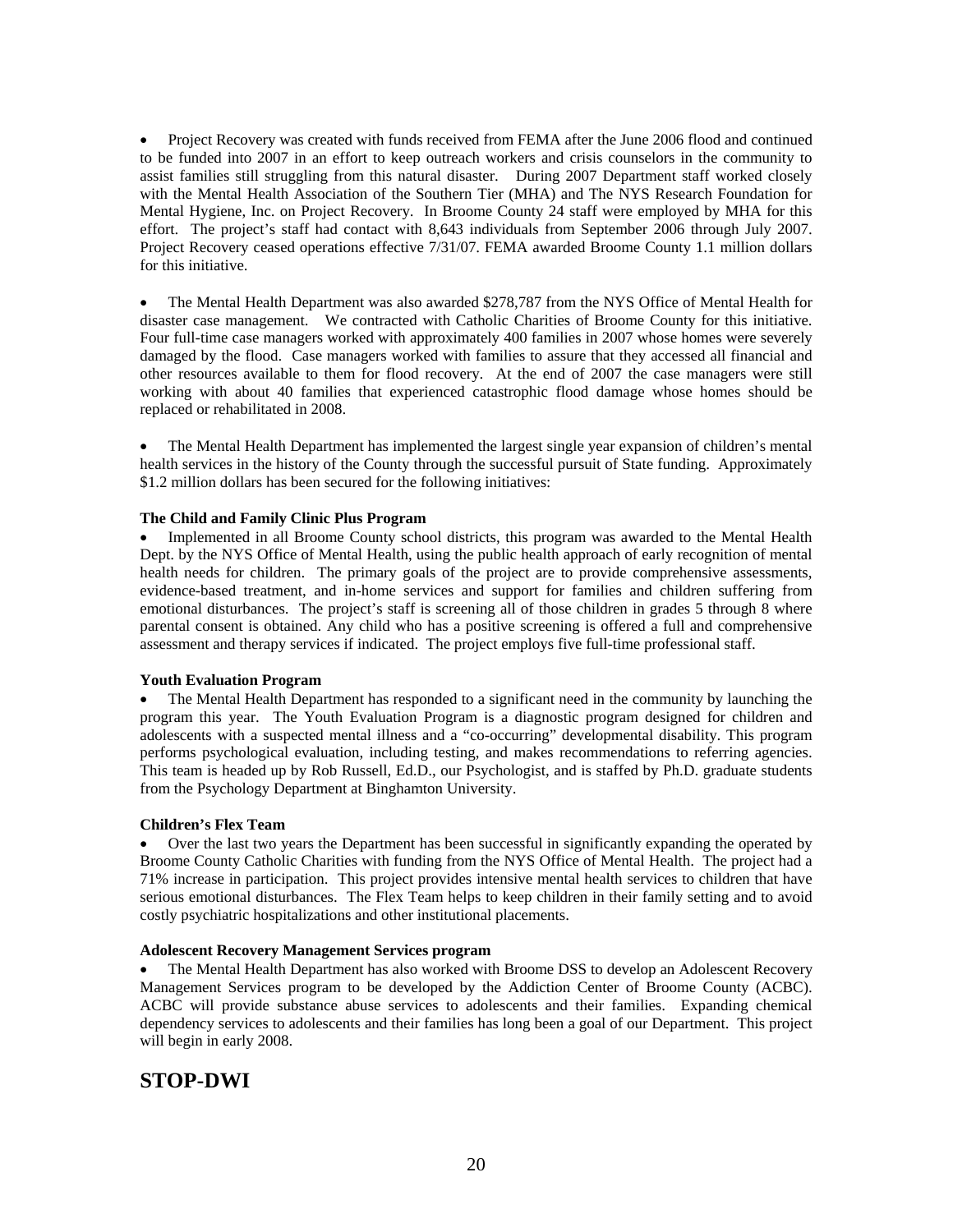- Project Recovery was created with funds received from FEMA after the June 2006 flood and continued to be funded into 2007 in an effort to keep outreach workers and crisis counselors in the community to assist families still struggling from this natural disaster. During 2007 Department staff worked closely with the Mental Health Association of the Southern Tier (MHA) and The NYS Research Foundation for Mental Hygiene, Inc. on Project Recovery. In Broome County 24 staff were employed by MHA for this effort. The project's staff had contact with 8,643 individuals from September 2006 through July 2007. Project Recovery ceased operations effective 7/31/07. FEMA awarded Broome County 1.1 million dollars for this initiative.

- The Mental Health Department was also awarded $278,787 from the NYS Office of Mental Health for disaster case management. We contracted with Catholic Charities of Broome County for this initiative. Four full-time case managers worked with approximately 400 families in 2007 whose homes were severely damaged by the flood. Case managers worked with families to assure that they accessed all financial and other resources available to them for flood recovery. At the end of 2007 the case managers were still working with about 40 families that experienced catastrophic flood damage whose homes should be replaced or rehabilitated in 2008.

- The Mental Health Department has implemented the largest single year expansion of children's mental health services in the history of the County through the successful pursuit of State funding. Approximately $1.2 million dollars has been secured for the following initiatives:

**The Child and Family Clinic Plus Program**

- Implemented in all Broome County school districts, this program was awarded to the Mental Health Dept. by the NYS Office of Mental Health, using the public health approach of early recognition of mental health needs for children. The primary goals of the project are to provide comprehensive assessments, evidence-based treatment, and in-home services and support for families and children suffering from emotional disturbances. The project's staff is screening all of those children in grades 5 through 8 where parental consent is obtained. Any child who has a positive screening is offered a full and comprehensive assessment and therapy services if indicated. The project employs five full-time professional staff.

**Youth Evaluation Program**

- The Mental Health Department has responded to a significant need in the community by launching the program this year. The Youth Evaluation Program is a diagnostic program designed for children and adolescents with a suspected mental illness and a "co-occurring" developmental disability. This program performs psychological evaluation, including testing, and makes recommendations to referring agencies. This team is headed up by Rob Russell, Ed.D., our Psychologist, and is staffed by Ph.D. graduate students from the Psychology Department at Binghamton University.

**Children's Flex Team**

- Over the last two years the Department has been successful in significantly expanding the operated by Broome County Catholic Charities with funding from the NYS Office of Mental Health. The project had a 71% increase in participation. This project provides intensive mental health services to children that have serious emotional disturbances. The Flex Team helps to keep children in their family setting and to avoid costly psychiatric hospitalizations and other institutional placements.

**Adolescent Recovery Management Services program**

- The Mental Health Department has also worked with Broome DSS to develop an Adolescent Recovery Management Services program to be developed by the Addiction Center of Broome County (ACBC). ACBC will provide substance abuse services to adolescents and their families. Expanding chemical dependency services to adolescents and their families has long been a goal of our Department. This project will begin in early 2008.

# STOP-DWI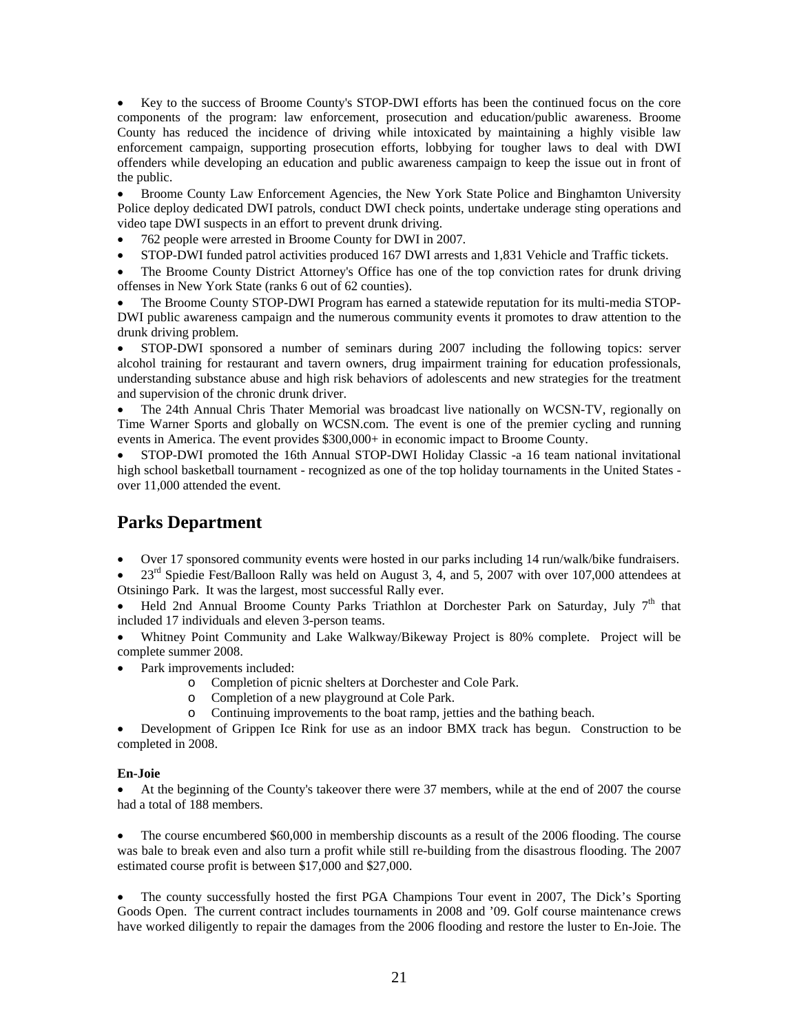- Key to the success of Broome County's STOP-DWI efforts has been the continued focus on the core components of the program: law enforcement, prosecution and education/public awareness. Broome County has reduced the incidence of driving while intoxicated by maintaining a highly visible law enforcement campaign, supporting prosecution efforts, lobbying for tougher laws to deal with DWI offenders while developing an education and public awareness campaign to keep the issue out in front of the public.
- Broome County Law Enforcement Agencies, the New York State Police and Binghamton University Police deploy dedicated DWI patrols, conduct DWI check points, undertake underage sting operations and video tape DWI suspects in an effort to prevent drunk driving.
- 762 people were arrested in Broome County for DWI in 2007.
- STOP-DWI funded patrol activities produced 167 DWI arrests and 1,831 Vehicle and Traffic tickets.
- The Broome County District Attorney's Office has one of the top conviction rates for drunk driving offenses in New York State (ranks 6 out of 62 counties).
- The Broome County STOP-DWI Program has earned a statewide reputation for its multi-media STOP-DWI public awareness campaign and the numerous community events it promotes to draw attention to the drunk driving problem.
- STOP-DWI sponsored a number of seminars during 2007 including the following topics: server alcohol training for restaurant and tavern owners, drug impairment training for education professionals, understanding substance abuse and high risk behaviors of adolescents and new strategies for the treatment and supervision of the chronic drunk driver.
- The 24th Annual Chris Thater Memorial was broadcast live nationally on WCSN-TV, regionally on Time Warner Sports and globally on WCSN.com. The event is one of the premier cycling and running events in America. The event provides $300,000+ in economic impact to Broome County.
- STOP-DWI promoted the 16th Annual STOP-DWI Holiday Classic -a 16 team national invitational high school basketball tournament - recognized as one of the top holiday tournaments in the United States - over 11,000 attended the event.

## Parks Department

- Over 17 sponsored community events were hosted in our parks including 14 run/walk/bike fundraisers.
- 23rd Spiedie Fest/Balloon Rally was held on August 3, 4, and 5, 2007 with over 107,000 attendees at Otsiningo Park. It was the largest, most successful Rally ever.
- Held 2nd Annual Broome County Parks Triathlon at Dorchester Park on Saturday, July 7th that included 17 individuals and eleven 3-person teams.
- Whitney Point Community and Lake Walkway/Bikeway Project is 80% complete. Project will be complete summer 2008.
- Park improvements included:
  - Completion of picnic shelters at Dorchester and Cole Park.
  - Completion of a new playground at Cole Park.
  - Continuing improvements to the boat ramp, jetties and the bathing beach.
- Development of Grippen Ice Rink for use as an indoor BMX track has begun. Construction to be completed in 2008.

**En-Joie**

- At the beginning of the County's takeover there were 37 members, while at the end of 2007 the course had a total of 188 members.

- The course encumbered $60,000 in membership discounts as a result of the 2006 flooding. The course was bale to break even and also turn a profit while still re-building from the disastrous flooding. The 2007 estimated course profit is between $17,000 and $27,000.

- The county successfully hosted the first PGA Champions Tour event in 2007, The Dick's Sporting Goods Open. The current contract includes tournaments in 2008 and '09. Golf course maintenance crews have worked diligently to repair the damages from the 2006 flooding and restore the luster to En-Joie. The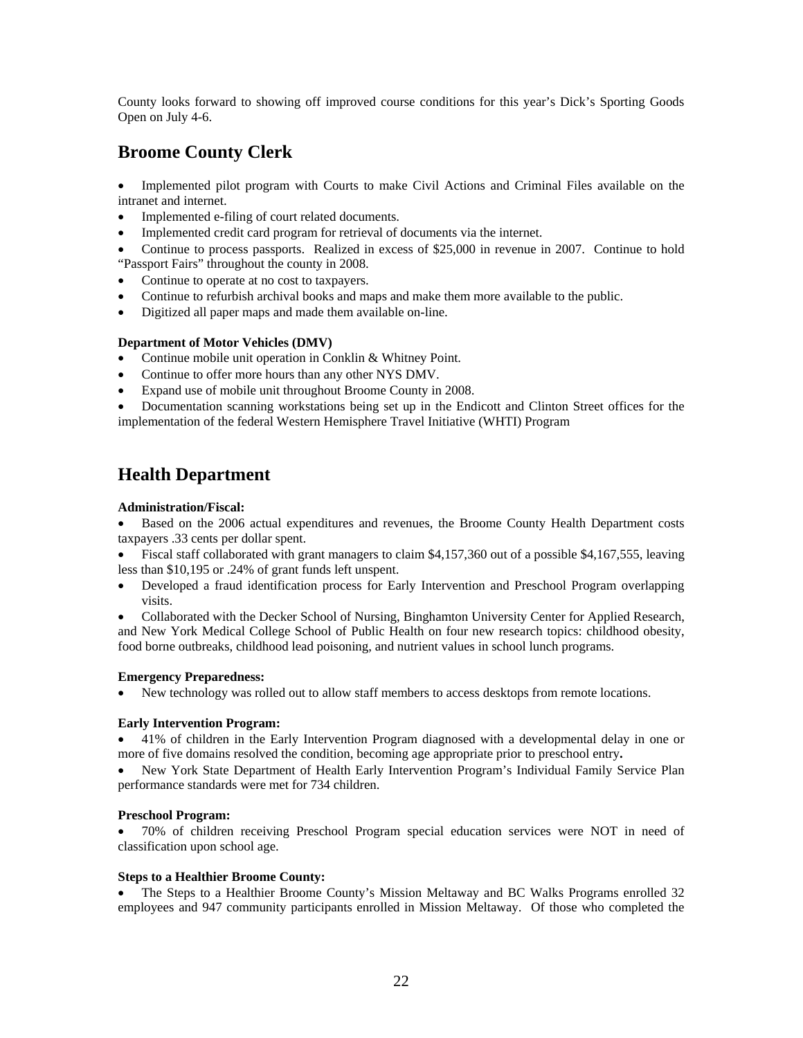County looks forward to showing off improved course conditions for this year's Dick's Sporting Goods Open on July 4-6.

## Broome County Clerk

- Implemented pilot program with Courts to make Civil Actions and Criminal Files available on the intranet and internet.
- Implemented e-filing of court related documents.
- Implemented credit card program for retrieval of documents via the internet.
- Continue to process passports. Realized in excess of $25,000 in revenue in 2007. Continue to hold "Passport Fairs" throughout the county in 2008.
- Continue to operate at no cost to taxpayers.
- Continue to refurbish archival books and maps and make them more available to the public.
- Digitized all paper maps and made them available on-line.

**Department of Motor Vehicles (DMV)**

- Continue mobile unit operation in Conklin & Whitney Point.
- Continue to offer more hours than any other NYS DMV.
- Expand use of mobile unit throughout Broome County in 2008.
- Documentation scanning workstations being set up in the Endicott and Clinton Street offices for the implementation of the federal Western Hemisphere Travel Initiative (WHTI) Program

## Health Department

**Administration/Fiscal:**

- Based on the 2006 actual expenditures and revenues, the Broome County Health Department costs taxpayers .33 cents per dollar spent.
- Fiscal staff collaborated with grant managers to claim $4,157,360 out of a possible $4,167,555, leaving less than $10,195 or .24% of grant funds left unspent.
- Developed a fraud identification process for Early Intervention and Preschool Program overlapping visits.
- Collaborated with the Decker School of Nursing, Binghamton University Center for Applied Research, and New York Medical College School of Public Health on four new research topics: childhood obesity, food borne outbreaks, childhood lead poisoning, and nutrient values in school lunch programs.

**Emergency Preparedness:**

- New technology was rolled out to allow staff members to access desktops from remote locations.

**Early Intervention Program:**

- 41% of children in the Early Intervention Program diagnosed with a developmental delay in one or more of five domains resolved the condition, becoming age appropriate prior to preschool entry**.**
- New York State Department of Health Early Intervention Program's Individual Family Service Plan performance standards were met for 734 children.

**Preschool Program:**

- 70% of children receiving Preschool Program special education services were NOT in need of classification upon school age.

**Steps to a Healthier Broome County:**

- The Steps to a Healthier Broome County's Mission Meltaway and BC Walks Programs enrolled 32 employees and 947 community participants enrolled in Mission Meltaway. Of those who completed the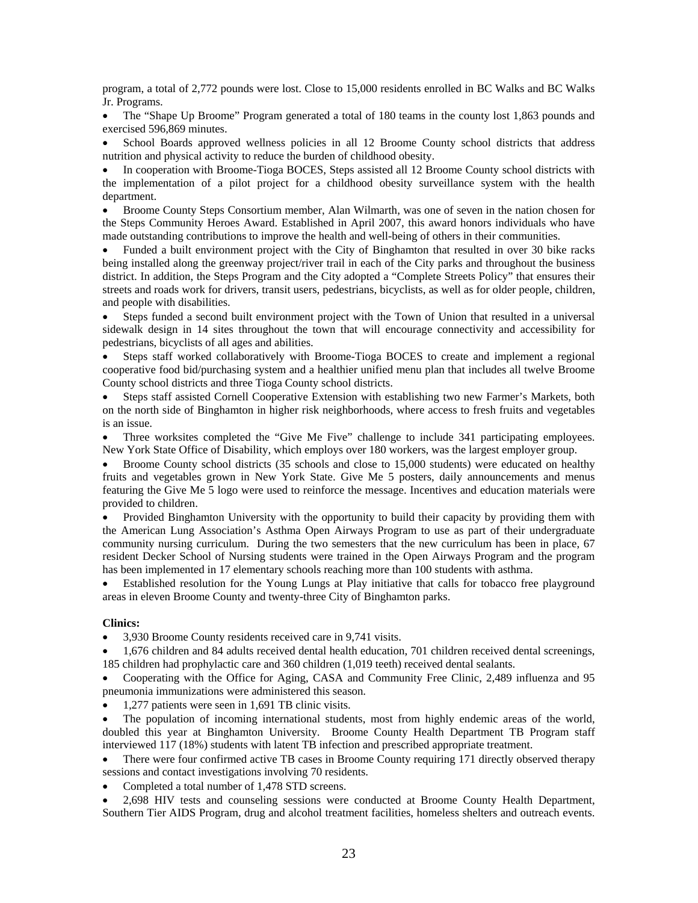program, a total of 2,772 pounds were lost. Close to 15,000 residents enrolled in BC Walks and BC Walks Jr. Programs.

- The "Shape Up Broome" Program generated a total of 180 teams in the county lost 1,863 pounds and exercised 596,869 minutes.
- School Boards approved wellness policies in all 12 Broome County school districts that address nutrition and physical activity to reduce the burden of childhood obesity.
- In cooperation with Broome-Tioga BOCES, Steps assisted all 12 Broome County school districts with the implementation of a pilot project for a childhood obesity surveillance system with the health department.
- Broome County Steps Consortium member, Alan Wilmarth, was one of seven in the nation chosen for the Steps Community Heroes Award. Established in April 2007, this award honors individuals who have made outstanding contributions to improve the health and well-being of others in their communities.
- Funded a built environment project with the City of Binghamton that resulted in over 30 bike racks being installed along the greenway project/river trail in each of the City parks and throughout the business district. In addition, the Steps Program and the City adopted a "Complete Streets Policy" that ensures their streets and roads work for drivers, transit users, pedestrians, bicyclists, as well as for older people, children, and people with disabilities.
- Steps funded a second built environment project with the Town of Union that resulted in a universal sidewalk design in 14 sites throughout the town that will encourage connectivity and accessibility for pedestrians, bicyclists of all ages and abilities.
- Steps staff worked collaboratively with Broome-Tioga BOCES to create and implement a regional cooperative food bid/purchasing system and a healthier unified menu plan that includes all twelve Broome County school districts and three Tioga County school districts.
- Steps staff assisted Cornell Cooperative Extension with establishing two new Farmer's Markets, both on the north side of Binghamton in higher risk neighborhoods, where access to fresh fruits and vegetables is an issue.
- Three worksites completed the "Give Me Five" challenge to include 341 participating employees. New York State Office of Disability, which employs over 180 workers, was the largest employer group.
- Broome County school districts (35 schools and close to 15,000 students) were educated on healthy fruits and vegetables grown in New York State. Give Me 5 posters, daily announcements and menus featuring the Give Me 5 logo were used to reinforce the message. Incentives and education materials were provided to children.
- Provided Binghamton University with the opportunity to build their capacity by providing them with the American Lung Association's Asthma Open Airways Program to use as part of their undergraduate community nursing curriculum. During the two semesters that the new curriculum has been in place, 67 resident Decker School of Nursing students were trained in the Open Airways Program and the program has been implemented in 17 elementary schools reaching more than 100 students with asthma.
- Established resolution for the Young Lungs at Play initiative that calls for tobacco free playground areas in eleven Broome County and twenty-three City of Binghamton parks.

**Clinics:**

- 3,930 Broome County residents received care in 9,741 visits.
- 1,676 children and 84 adults received dental health education, 701 children received dental screenings, 185 children had prophylactic care and 360 children (1,019 teeth) received dental sealants.
- Cooperating with the Office for Aging, CASA and Community Free Clinic, 2,489 influenza and 95 pneumonia immunizations were administered this season.
- 1,277 patients were seen in 1,691 TB clinic visits.
- The population of incoming international students, most from highly endemic areas of the world, doubled this year at Binghamton University. Broome County Health Department TB Program staff interviewed 117 (18%) students with latent TB infection and prescribed appropriate treatment.
- There were four confirmed active TB cases in Broome County requiring 171 directly observed therapy sessions and contact investigations involving 70 residents.
- Completed a total number of 1,478 STD screens.
- 2,698 HIV tests and counseling sessions were conducted at Broome County Health Department, Southern Tier AIDS Program, drug and alcohol treatment facilities, homeless shelters and outreach events.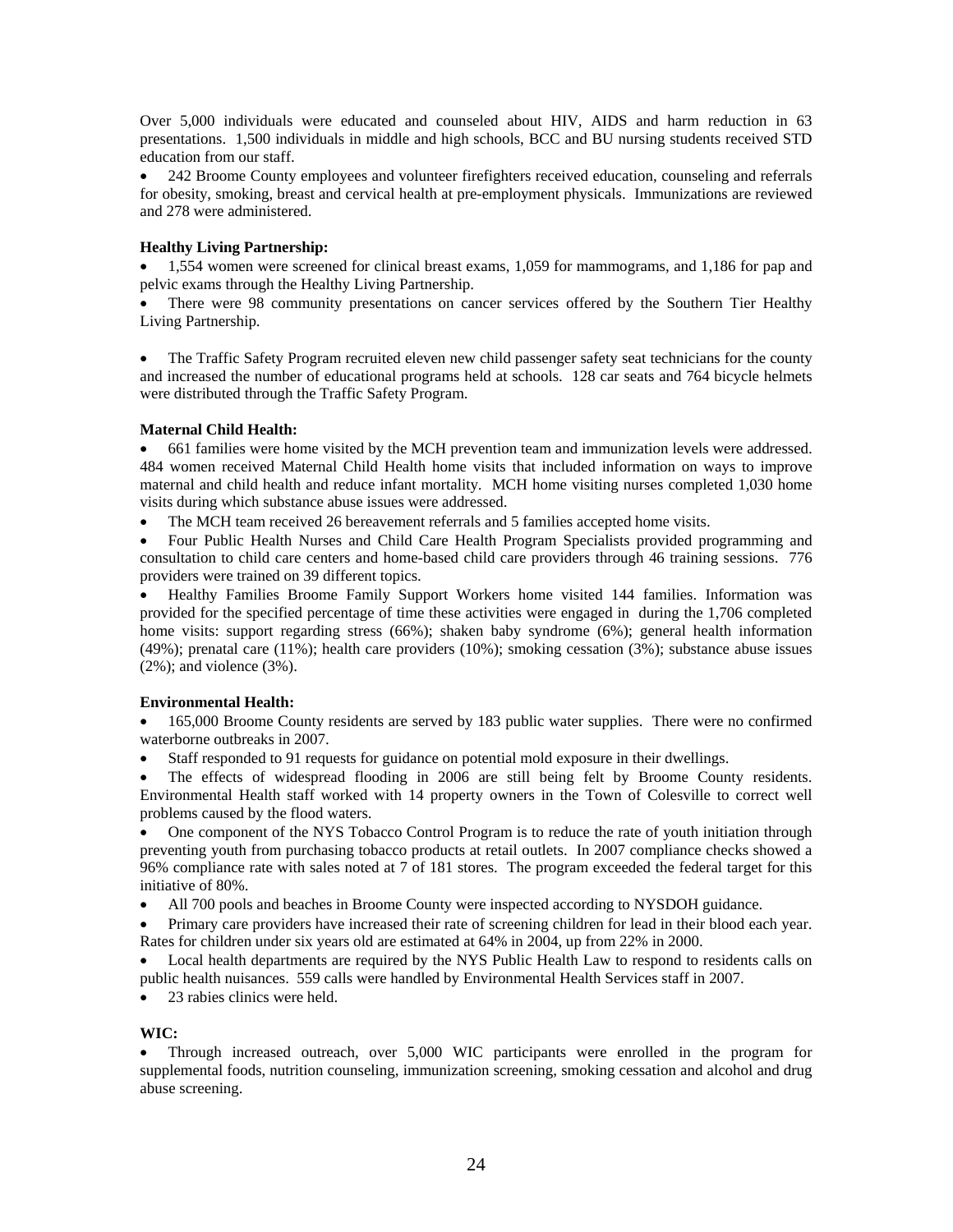Over 5,000 individuals were educated and counseled about HIV, AIDS and harm reduction in 63 presentations. 1,500 individuals in middle and high schools, BCC and BU nursing students received STD education from our staff.

- 242 Broome County employees and volunteer firefighters received education, counseling and referrals for obesity, smoking, breast and cervical health at pre-employment physicals. Immunizations are reviewed and 278 were administered.

**Healthy Living Partnership:**

- 1,554 women were screened for clinical breast exams, 1,059 for mammograms, and 1,186 for pap and pelvic exams through the Healthy Living Partnership.
- There were 98 community presentations on cancer services offered by the Southern Tier Healthy Living Partnership.

- The Traffic Safety Program recruited eleven new child passenger safety seat technicians for the county and increased the number of educational programs held at schools. 128 car seats and 764 bicycle helmets were distributed through the Traffic Safety Program.

**Maternal Child Health:**

- 661 families were home visited by the MCH prevention team and immunization levels were addressed. 484 women received Maternal Child Health home visits that included information on ways to improve maternal and child health and reduce infant mortality. MCH home visiting nurses completed 1,030 home visits during which substance abuse issues were addressed.
- The MCH team received 26 bereavement referrals and 5 families accepted home visits.
- Four Public Health Nurses and Child Care Health Program Specialists provided programming and consultation to child care centers and home-based child care providers through 46 training sessions. 776 providers were trained on 39 different topics.
- Healthy Families Broome Family Support Workers home visited 144 families. Information was provided for the specified percentage of time these activities were engaged in during the 1,706 completed home visits: support regarding stress (66%); shaken baby syndrome (6%); general health information (49%); prenatal care (11%); health care providers (10%); smoking cessation (3%); substance abuse issues (2%); and violence (3%).

**Environmental Health:**

- 165,000 Broome County residents are served by 183 public water supplies. There were no confirmed waterborne outbreaks in 2007.
- Staff responded to 91 requests for guidance on potential mold exposure in their dwellings.
- The effects of widespread flooding in 2006 are still being felt by Broome County residents. Environmental Health staff worked with 14 property owners in the Town of Colesville to correct well problems caused by the flood waters.
- One component of the NYS Tobacco Control Program is to reduce the rate of youth initiation through preventing youth from purchasing tobacco products at retail outlets. In 2007 compliance checks showed a 96% compliance rate with sales noted at 7 of 181 stores. The program exceeded the federal target for this initiative of 80%.
- All 700 pools and beaches in Broome County were inspected according to NYSDOH guidance.
- Primary care providers have increased their rate of screening children for lead in their blood each year. Rates for children under six years old are estimated at 64% in 2004, up from 22% in 2000.
- Local health departments are required by the NYS Public Health Law to respond to residents calls on public health nuisances. 559 calls were handled by Environmental Health Services staff in 2007.
- 23 rabies clinics were held.

**WIC:**

- Through increased outreach, over 5,000 WIC participants were enrolled in the program for supplemental foods, nutrition counseling, immunization screening, smoking cessation and alcohol and drug abuse screening.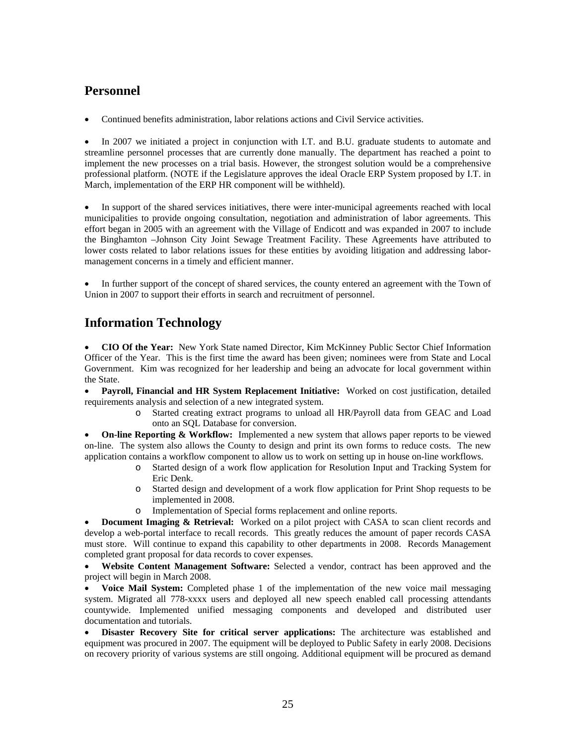## Personnel

- Continued benefits administration, labor relations actions and Civil Service activities.

- In 2007 we initiated a project in conjunction with I.T. and B.U. graduate students to automate and streamline personnel processes that are currently done manually. The department has reached a point to implement the new processes on a trial basis. However, the strongest solution would be a comprehensive professional platform. (NOTE if the Legislature approves the ideal Oracle ERP System proposed by I.T. in March, implementation of the ERP HR component will be withheld).

- In support of the shared services initiatives, there were inter-municipal agreements reached with local municipalities to provide ongoing consultation, negotiation and administration of labor agreements. This effort began in 2005 with an agreement with the Village of Endicott and was expanded in 2007 to include the Binghamton –Johnson City Joint Sewage Treatment Facility. These Agreements have attributed to lower costs related to labor relations issues for these entities by avoiding litigation and addressing labor-management concerns in a timely and efficient manner.

- In further support of the concept of shared services, the county entered an agreement with the Town of Union in 2007 to support their efforts in search and recruitment of personnel.

## Information Technology

- **CIO Of the Year:** New York State named Director, Kim McKinney Public Sector Chief Information Officer of the Year. This is the first time the award has been given; nominees were from State and Local Government. Kim was recognized for her leadership and being an advocate for local government within the State.
- **Payroll, Financial and HR System Replacement Initiative:** Worked on cost justification, detailed requirements analysis and selection of a new integrated system.
  - Started creating extract programs to unload all HR/Payroll data from GEAC and Load onto an SQL Database for conversion.
- **On-line Reporting & Workflow:** Implemented a new system that allows paper reports to be viewed on-line. The system also allows the County to design and print its own forms to reduce costs. The new application contains a workflow component to allow us to work on setting up in house on-line workflows.
  - Started design of a work flow application for Resolution Input and Tracking System for Eric Denk.
  - Started design and development of a work flow application for Print Shop requests to be implemented in 2008.
  - Implementation of Special forms replacement and online reports.
- **Document Imaging & Retrieval:** Worked on a pilot project with CASA to scan client records and develop a web-portal interface to recall records. This greatly reduces the amount of paper records CASA must store. Will continue to expand this capability to other departments in 2008. Records Management completed grant proposal for data records to cover expenses.
- **Website Content Management Software:** Selected a vendor, contract has been approved and the project will begin in March 2008.
- **Voice Mail System:** Completed phase 1 of the implementation of the new voice mail messaging system. Migrated all 778-xxxx users and deployed all new speech enabled call processing attendants countywide. Implemented unified messaging components and developed and distributed user documentation and tutorials.
- **Disaster Recovery Site for critical server applications:** The architecture was established and equipment was procured in 2007. The equipment will be deployed to Public Safety in early 2008. Decisions on recovery priority of various systems are still ongoing. Additional equipment will be procured as demand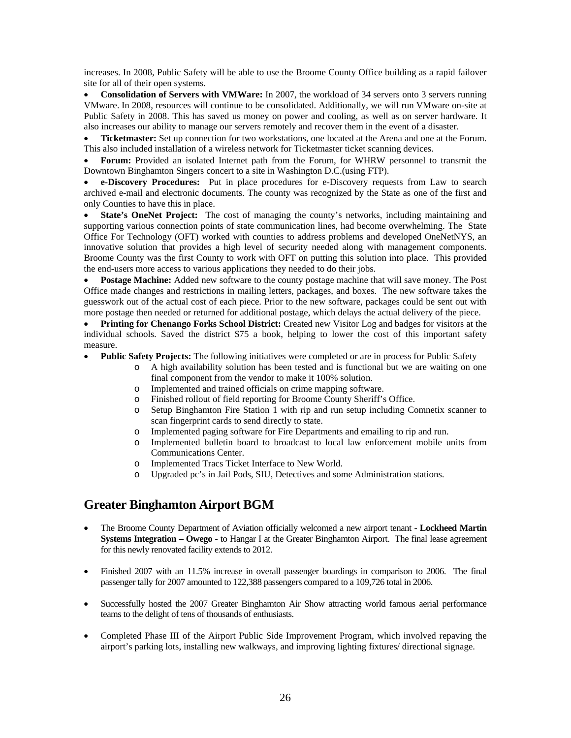increases. In 2008, Public Safety will be able to use the Broome County Office building as a rapid failover site for all of their open systems.

- **Consolidation of Servers with VMWare:** In 2007, the workload of 34 servers onto 3 servers running VMware. In 2008, resources will continue to be consolidated. Additionally, we will run VMware on-site at Public Safety in 2008. This has saved us money on power and cooling, as well as on server hardware. It also increases our ability to manage our servers remotely and recover them in the event of a disaster.
- **Ticketmaster:** Set up connection for two workstations, one located at the Arena and one at the Forum. This also included installation of a wireless network for Ticketmaster ticket scanning devices.
- **Forum:** Provided an isolated Internet path from the Forum, for WHRW personnel to transmit the Downtown Binghamton Singers concert to a site in Washington D.C.(using FTP).
- **e-Discovery Procedures:** Put in place procedures for e-Discovery requests from Law to search archived e-mail and electronic documents. The county was recognized by the State as one of the first and only Counties to have this in place.
- **State's OneNet Project:** The cost of managing the county's networks, including maintaining and supporting various connection points of state communication lines, had become overwhelming. The State Office For Technology (OFT) worked with counties to address problems and developed OneNetNYS, an innovative solution that provides a high level of security needed along with management components. Broome County was the first County to work with OFT on putting this solution into place. This provided the end-users more access to various applications they needed to do their jobs.
- **Postage Machine:** Added new software to the county postage machine that will save money. The Post Office made changes and restrictions in mailing letters, packages, and boxes. The new software takes the guesswork out of the actual cost of each piece. Prior to the new software, packages could be sent out with more postage then needed or returned for additional postage, which delays the actual delivery of the piece.
- **Printing for Chenango Forks School District:** Created new Visitor Log and badges for visitors at the individual schools. Saved the district $75 a book, helping to lower the cost of this important safety measure.
- **Public Safety Projects:** The following initiatives were completed or are in process for Public Safety
    - A high availability solution has been tested and is functional but we are waiting on one final component from the vendor to make it 100% solution.
    - Implemented and trained officials on crime mapping software.
    - Finished rollout of field reporting for Broome County Sheriff's Office.
    - Setup Binghamton Fire Station 1 with rip and run setup including Comnetix scanner to scan fingerprint cards to send directly to state.
    - Implemented paging software for Fire Departments and emailing to rip and run.
    - Implemented bulletin board to broadcast to local law enforcement mobile units from Communications Center.
    - Implemented Tracs Ticket Interface to New World.
    - Upgraded pc's in Jail Pods, SIU, Detectives and some Administration stations.

## Greater Binghamton Airport BGM

- The Broome County Department of Aviation officially welcomed a new airport tenant - **Lockheed Martin Systems Integration – Owego -** to Hangar I at the Greater Binghamton Airport. The final lease agreement for this newly renovated facility extends to 2012.

- Finished 2007 with an 11.5% increase in overall passenger boardings in comparison to 2006. The final passenger tally for 2007 amounted to 122,388 passengers compared to a 109,726 total in 2006.

- Successfully hosted the 2007 Greater Binghamton Air Show attracting world famous aerial performance teams to the delight of tens of thousands of enthusiasts.

- Completed Phase III of the Airport Public Side Improvement Program, which involved repaving the airport's parking lots, installing new walkways, and improving lighting fixtures/ directional signage.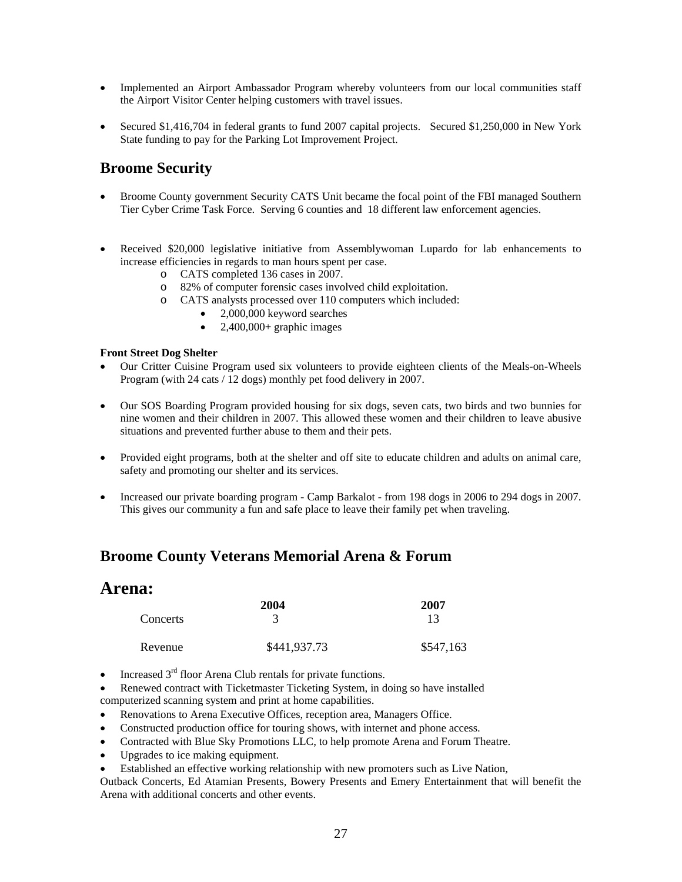- Implemented an Airport Ambassador Program whereby volunteers from our local communities staff the Airport Visitor Center helping customers with travel issues.

- Secured $1,416,704 in federal grants to fund 2007 capital projects. Secured $1,250,000 in New York State funding to pay for the Parking Lot Improvement Project.

## Broome Security

- Broome County government Security CATS Unit became the focal point of the FBI managed Southern Tier Cyber Crime Task Force. Serving 6 counties and 18 different law enforcement agencies.

- Received $20,000 legislative initiative from Assemblywoman Lupardo for lab enhancements to increase efficiencies in regards to man hours spent per case.
  - CATS completed 136 cases in 2007.
  - 82% of computer forensic cases involved child exploitation.
  - CATS analysts processed over 110 computers which included:
    - 2,000,000 keyword searches
    - 2,400,000+ graphic images

**Front Street Dog Shelter**

- Our Critter Cuisine Program used six volunteers to provide eighteen clients of the Meals-on-Wheels Program (with 24 cats / 12 dogs) monthly pet food delivery in 2007.

- Our SOS Boarding Program provided housing for six dogs, seven cats, two birds and two bunnies for nine women and their children in 2007. This allowed these women and their children to leave abusive situations and prevented further abuse to them and their pets.

- Provided eight programs, both at the shelter and off site to educate children and adults on animal care, safety and promoting our shelter and its services.

- Increased our private boarding program - Camp Barkalot - from 198 dogs in 2006 to 294 dogs in 2007. This gives our community a fun and safe place to leave their family pet when traveling.

## Broome County Veterans Memorial Arena & Forum

# Arena:

| | 2004 | 2007 |
|---|---|---|
| Concerts | 3 | 13 |
| Revenue | $441,937.73 | $547,163 |

- Increased 3rd floor Arena Club rentals for private functions.
- Renewed contract with Ticketmaster Ticketing System, in doing so have installed computerized scanning system and print at home capabilities.
- Renovations to Arena Executive Offices, reception area, Managers Office.
- Constructed production office for touring shows, with internet and phone access.
- Contracted with Blue Sky Promotions LLC, to help promote Arena and Forum Theatre.
- Upgrades to ice making equipment.
- Established an effective working relationship with new promoters such as Live Nation, Outback Concerts, Ed Atamian Presents, Bowery Presents and Emery Entertainment that will benefit the Arena with additional concerts and other events.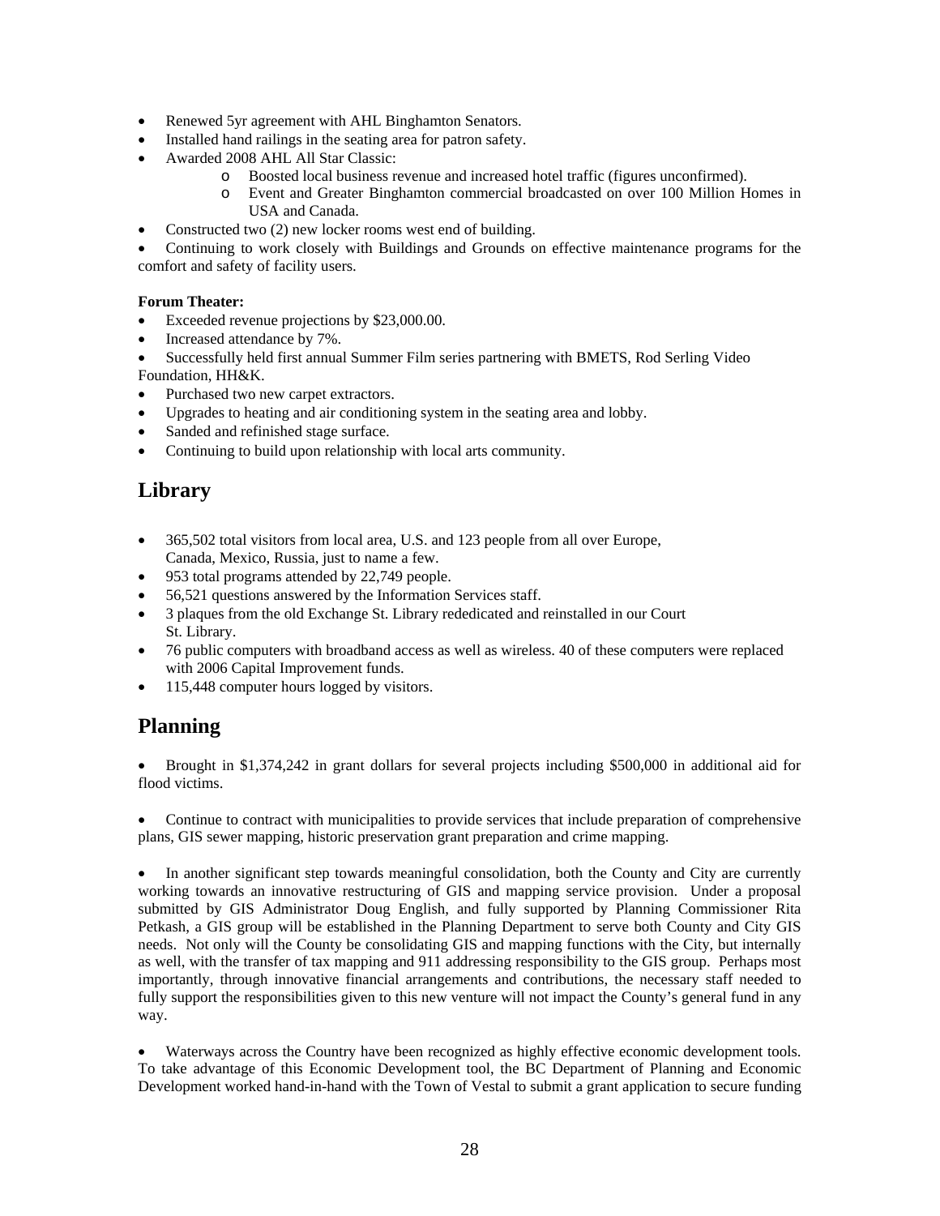- Renewed 5yr agreement with AHL Binghamton Senators.
- Installed hand railings in the seating area for patron safety.
- Awarded 2008 AHL All Star Classic:
  - Boosted local business revenue and increased hotel traffic (figures unconfirmed).
  - Event and Greater Binghamton commercial broadcasted on over 100 Million Homes in USA and Canada.
- Constructed two (2) new locker rooms west end of building.
- Continuing to work closely with Buildings and Grounds on effective maintenance programs for the comfort and safety of facility users.

**Forum Theater:**

- Exceeded revenue projections by $23,000.00.
- Increased attendance by 7%.
- Successfully held first annual Summer Film series partnering with BMETS, Rod Serling Video Foundation, HH&K.
- Purchased two new carpet extractors.
- Upgrades to heating and air conditioning system in the seating area and lobby.
- Sanded and refinished stage surface.
- Continuing to build upon relationship with local arts community.

## Library

- 365,502 total visitors from local area, U.S. and 123 people from all over Europe, Canada, Mexico, Russia, just to name a few.
- 953 total programs attended by 22,749 people.
- 56,521 questions answered by the Information Services staff.
- 3 plaques from the old Exchange St. Library rededicated and reinstalled in our Court St. Library.
- 76 public computers with broadband access as well as wireless. 40 of these computers were replaced with 2006 Capital Improvement funds.
- 115,448 computer hours logged by visitors.

## Planning

- Brought in $1,374,242 in grant dollars for several projects including $500,000 in additional aid for flood victims.

- Continue to contract with municipalities to provide services that include preparation of comprehensive plans, GIS sewer mapping, historic preservation grant preparation and crime mapping.

- In another significant step towards meaningful consolidation, both the County and City are currently working towards an innovative restructuring of GIS and mapping service provision. Under a proposal submitted by GIS Administrator Doug English, and fully supported by Planning Commissioner Rita Petkash, a GIS group will be established in the Planning Department to serve both County and City GIS needs. Not only will the County be consolidating GIS and mapping functions with the City, but internally as well, with the transfer of tax mapping and 911 addressing responsibility to the GIS group. Perhaps most importantly, through innovative financial arrangements and contributions, the necessary staff needed to fully support the responsibilities given to this new venture will not impact the County's general fund in any way.

- Waterways across the Country have been recognized as highly effective economic development tools. To take advantage of this Economic Development tool, the BC Department of Planning and Economic Development worked hand-in-hand with the Town of Vestal to submit a grant application to secure funding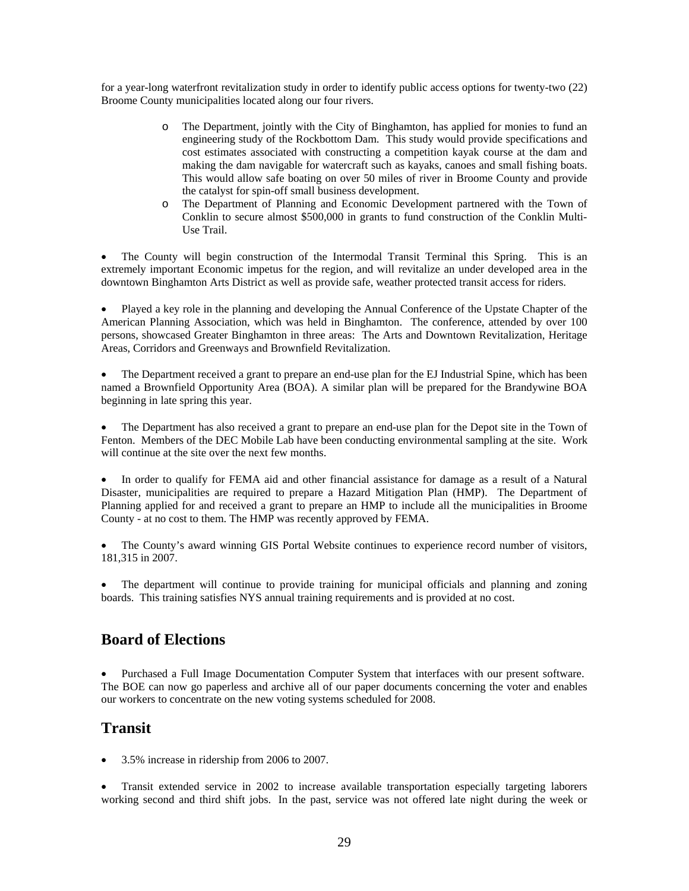for a year-long waterfront revitalization study in order to identify public access options for twenty-two (22) Broome County municipalities located along our four rivers.

  - The Department, jointly with the City of Binghamton, has applied for monies to fund an engineering study of the Rockbottom Dam. This study would provide specifications and cost estimates associated with constructing a competition kayak course at the dam and making the dam navigable for watercraft such as kayaks, canoes and small fishing boats. This would allow safe boating on over 50 miles of river in Broome County and provide the catalyst for spin-off small business development.
  - The Department of Planning and Economic Development partnered with the Town of Conklin to secure almost $500,000 in grants to fund construction of the Conklin Multi-Use Trail.

- The County will begin construction of the Intermodal Transit Terminal this Spring. This is an extremely important Economic impetus for the region, and will revitalize an under developed area in the downtown Binghamton Arts District as well as provide safe, weather protected transit access for riders.

- Played a key role in the planning and developing the Annual Conference of the Upstate Chapter of the American Planning Association, which was held in Binghamton. The conference, attended by over 100 persons, showcased Greater Binghamton in three areas: The Arts and Downtown Revitalization, Heritage Areas, Corridors and Greenways and Brownfield Revitalization.

- The Department received a grant to prepare an end-use plan for the EJ Industrial Spine, which has been named a Brownfield Opportunity Area (BOA). A similar plan will be prepared for the Brandywine BOA beginning in late spring this year.

- The Department has also received a grant to prepare an end-use plan for the Depot site in the Town of Fenton. Members of the DEC Mobile Lab have been conducting environmental sampling at the site. Work will continue at the site over the next few months.

- In order to qualify for FEMA aid and other financial assistance for damage as a result of a Natural Disaster, municipalities are required to prepare a Hazard Mitigation Plan (HMP). The Department of Planning applied for and received a grant to prepare an HMP to include all the municipalities in Broome County - at no cost to them. The HMP was recently approved by FEMA.

- The County's award winning GIS Portal Website continues to experience record number of visitors, 181,315 in 2007.

- The department will continue to provide training for municipal officials and planning and zoning boards. This training satisfies NYS annual training requirements and is provided at no cost.

## Board of Elections

- Purchased a Full Image Documentation Computer System that interfaces with our present software. The BOE can now go paperless and archive all of our paper documents concerning the voter and enables our workers to concentrate on the new voting systems scheduled for 2008.

## Transit

- 3.5% increase in ridership from 2006 to 2007.

- Transit extended service in 2002 to increase available transportation especially targeting laborers working second and third shift jobs. In the past, service was not offered late night during the week or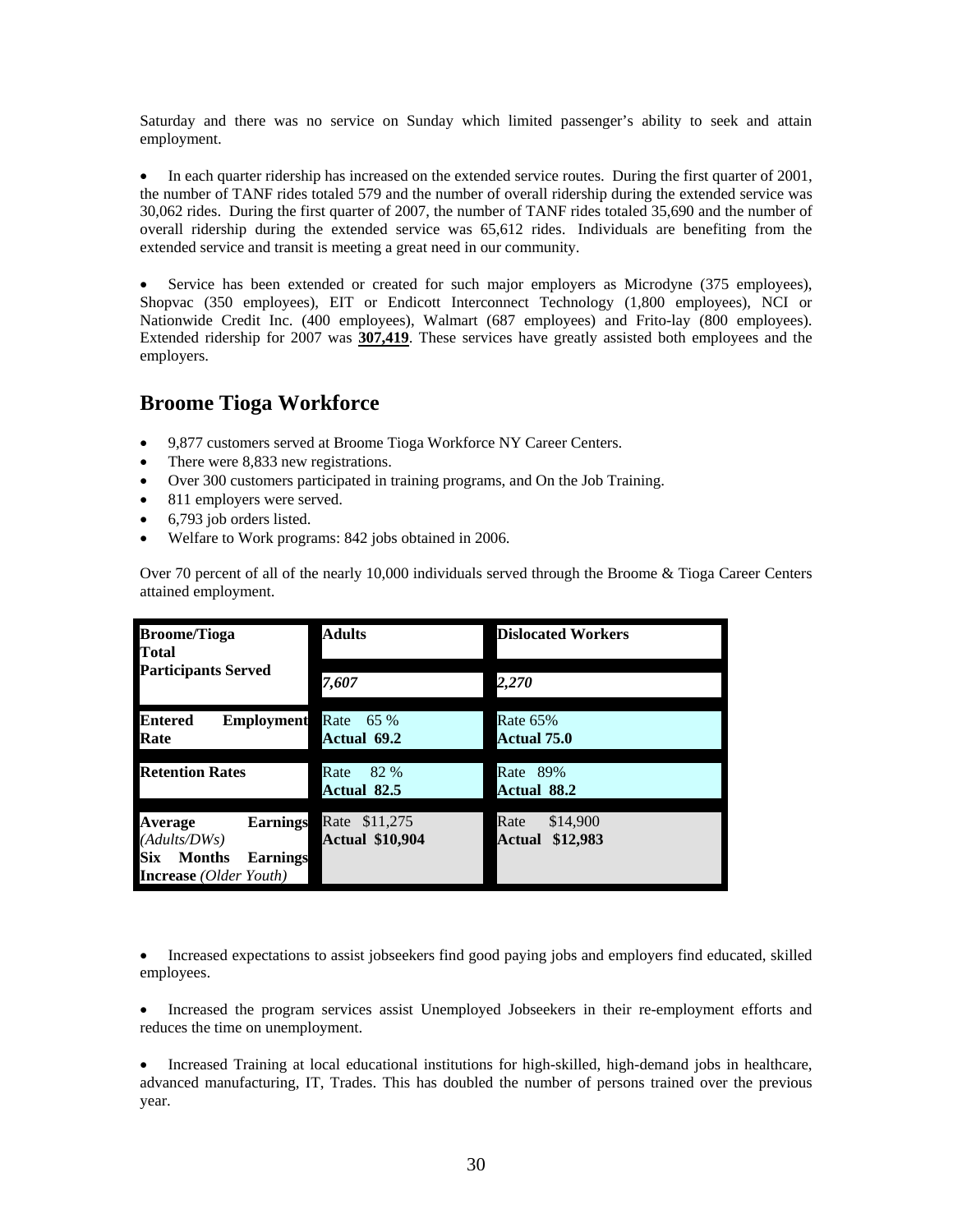Saturday and there was no service on Sunday which limited passenger's ability to seek and attain employment.

- In each quarter ridership has increased on the extended service routes. During the first quarter of 2001, the number of TANF rides totaled 579 and the number of overall ridership during the extended service was 30,062 rides. During the first quarter of 2007, the number of TANF rides totaled 35,690 and the number of overall ridership during the extended service was 65,612 rides. Individuals are benefiting from the extended service and transit is meeting a great need in our community.

- Service has been extended or created for such major employers as Microdyne (375 employees), Shopvac (350 employees), EIT or Endicott Interconnect Technology (1,800 employees), NCI or Nationwide Credit Inc. (400 employees), Walmart (687 employees) and Frito-lay (800 employees). Extended ridership for 2007 was **307,419**. These services have greatly assisted both employees and the employers.

## Broome Tioga Workforce

- 9,877 customers served at Broome Tioga Workforce NY Career Centers.
- There were 8,833 new registrations.
- Over 300 customers participated in training programs, and On the Job Training.
- 811 employers were served.
- 6,793 job orders listed.
- Welfare to Work programs: 842 jobs obtained in 2006.

Over 70 percent of all of the nearly 10,000 individuals served through the Broome & Tioga Career Centers attained employment.

| **Broome/Tioga Total Participants Served** | **Adults** | **Dislocated Workers** |
|---|---|---|
| | ***7,607*** | ***2,270*** |
| **Entered Employment Rate** | Rate 65 % **Actual 69.2** | Rate 65% **Actual 75.0** |
| **Retention Rates** | Rate 82 % **Actual 82.5** | Rate 89% **Actual 88.2** |
| **Average Earnings** *(Adults/DWs)* **Six Months Earnings Increase** *(Older Youth)* | Rate $11,275 **Actual $10,904** | Rate $14,900 **Actual $12,983** |

- Increased expectations to assist jobseekers find good paying jobs and employers find educated, skilled employees.

- Increased the program services assist Unemployed Jobseekers in their re-employment efforts and reduces the time on unemployment.

- Increased Training at local educational institutions for high-skilled, high-demand jobs in healthcare, advanced manufacturing, IT, Trades. This has doubled the number of persons trained over the previous year.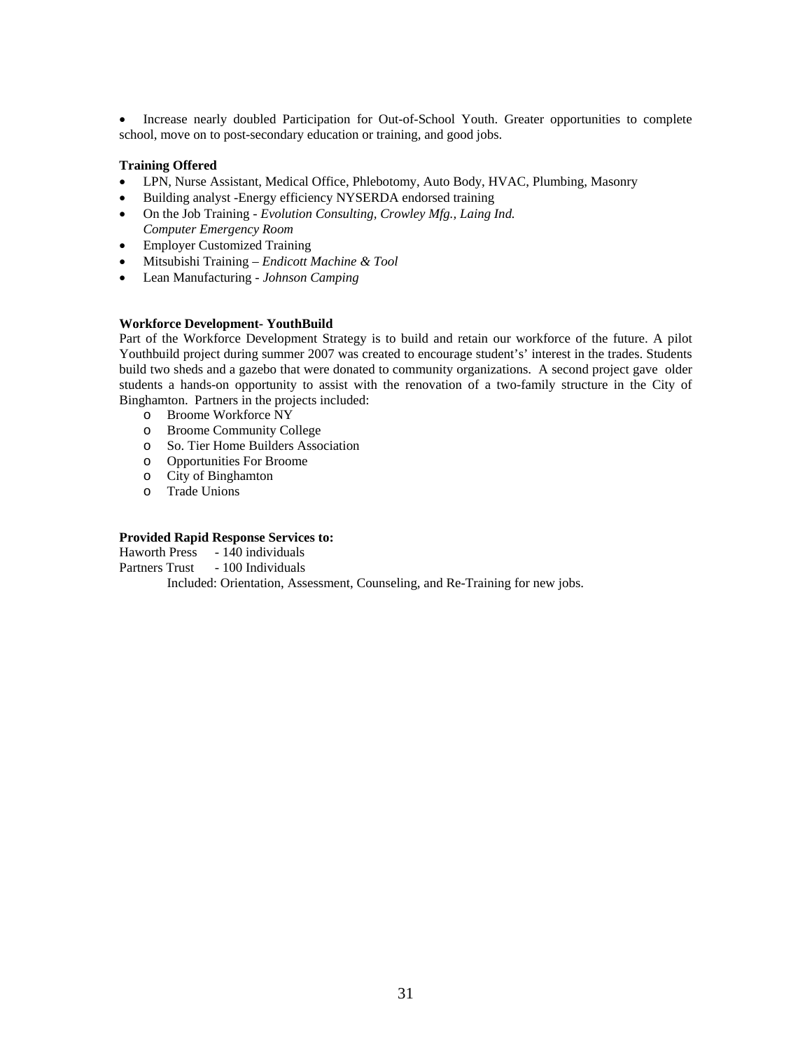- Increase nearly doubled Participation for Out-of-School Youth. Greater opportunities to complete school, move on to post-secondary education or training, and good jobs.

**Training Offered**

- LPN, Nurse Assistant, Medical Office, Phlebotomy, Auto Body, HVAC, Plumbing, Masonry
- Building analyst -Energy efficiency NYSERDA endorsed training
- On the Job Training - *Evolution Consulting, Crowley Mfg., Laing Ind. Computer Emergency Room*
- Employer Customized Training
- Mitsubishi Training – *Endicott Machine & Tool*
- Lean Manufacturing - *Johnson Camping*

**Workforce Development- YouthBuild**

Part of the Workforce Development Strategy is to build and retain our workforce of the future. A pilot Youthbuild project during summer 2007 was created to encourage student's' interest in the trades. Students build two sheds and a gazebo that were donated to community organizations. A second project gave older students a hands-on opportunity to assist with the renovation of a two-family structure in the City of Binghamton. Partners in the projects included:

- Broome Workforce NY
- Broome Community College
- So. Tier Home Builders Association
- Opportunities For Broome
- City of Binghamton
- Trade Unions

**Provided Rapid Response Services to:**

Haworth Press - 140 individuals
Partners Trust - 100 Individuals

Included: Orientation, Assessment, Counseling, and Re-Training for new jobs.